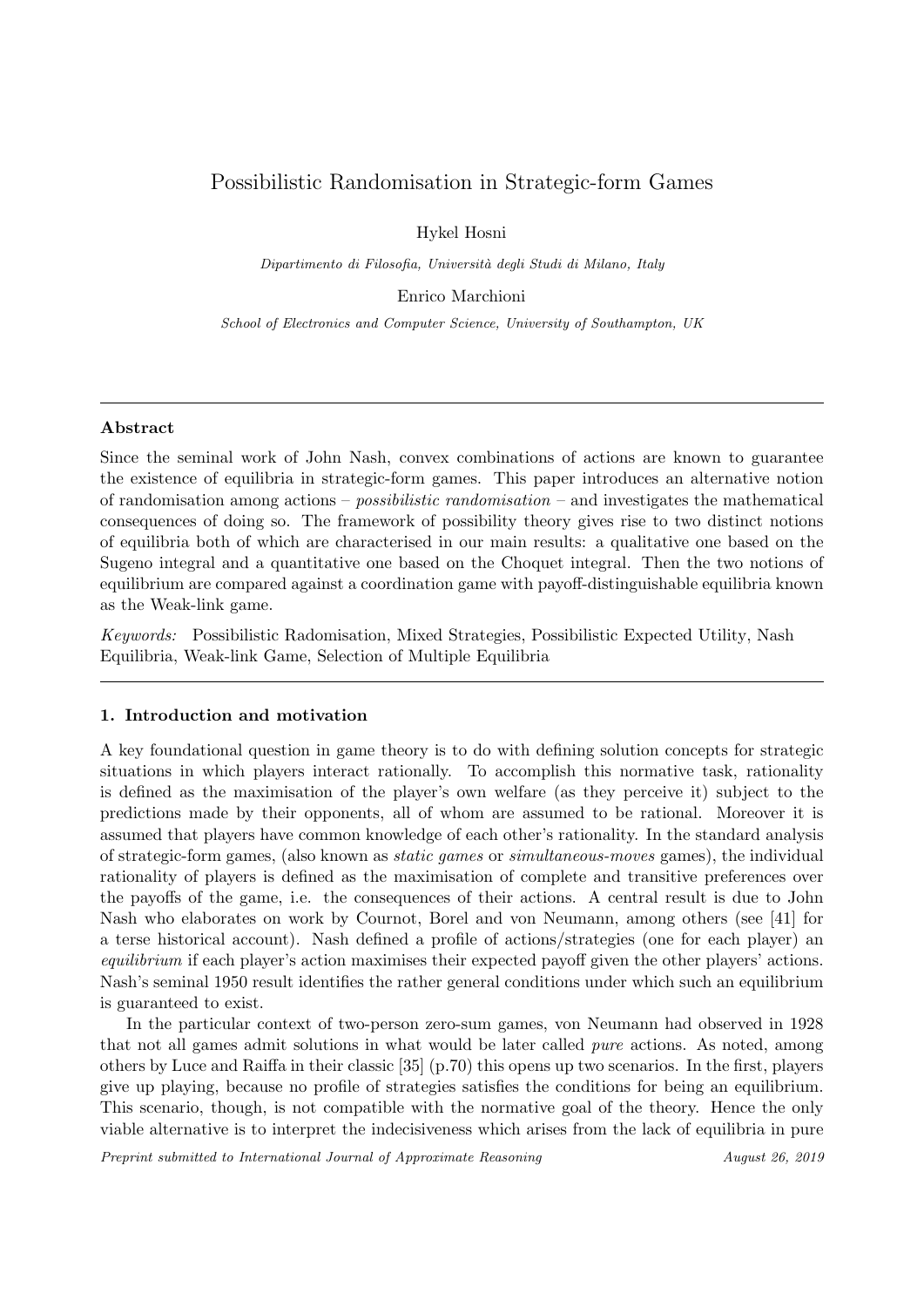# Possibilistic Randomisation in Strategic-form Games

Hykel Hosni

*Dipartimento di Filosofia, Università degli Studi di Milano, Italy*

Enrico Marchioni

*School of Electronics and Computer Science, University of Southampton, UK*

---

### Abstract

Since the seminal work of John Nash, convex combinations of actions are known to guarantee the existence of equilibria in strategic-form games. This paper introduces an alternative notion of randomisation among actions – *possibilistic randomisation* – and investigates the mathematical consequences of doing so. The framework of possibility theory gives rise to two distinct notions of equilibria both of which are characterised in our main results: a qualitative one based on the Sugeno integral and a quantitative one based on the Choquet integral. Then the two notions of equilibrium are compared against a coordination game with payoff-distinguishable equilibria known as the Weak-link game.

*Keywords:* Possibilistic Radomisation, Mixed Strategies, Possibilistic Expected Utility, Nash Equilibria, Weak-link Game, Selection of Multiple Equilibria

---

## 1. Introduction and motivation

A key foundational question in game theory is to do with defining solution concepts for strategic situations in which players interact rationally. To accomplish this normative task, rationality is defined as the maximisation of the player's own welfare (as they perceive it) subject to the predictions made by their opponents, all of whom are assumed to be rational. Moreover it is assumed that players have common knowledge of each other's rationality. In the standard analysis of strategic-form games, (also known as *static games* or *simultaneous-moves* games), the individual rationality of players is defined as the maximisation of complete and transitive preferences over the payoffs of the game, i.e. the consequences of their actions. A central result is due to John Nash who elaborates on work by Cournot, Borel and von Neumann, among others (see [41] for a terse historical account). Nash defined a profile of actions/strategies (one for each player) an *equilibrium* if each player's action maximises their expected payoff given the other players' actions. Nash's seminal 1950 result identifies the rather general conditions under which such an equilibrium is guaranteed to exist.

In the particular context of two-person zero-sum games, von Neumann had observed in 1928 that not all games admit solutions in what would be later called *pure* actions. As noted, among others by Luce and Raiffa in their classic [35] (p.70) this opens up two scenarios. In the first, players give up playing, because no profile of strategies satisfies the conditions for being an equilibrium. This scenario, though, is not compatible with the normative goal of the theory. Hence the only viable alternative is to interpret the indecisiveness which arises from the lack of equilibria in pure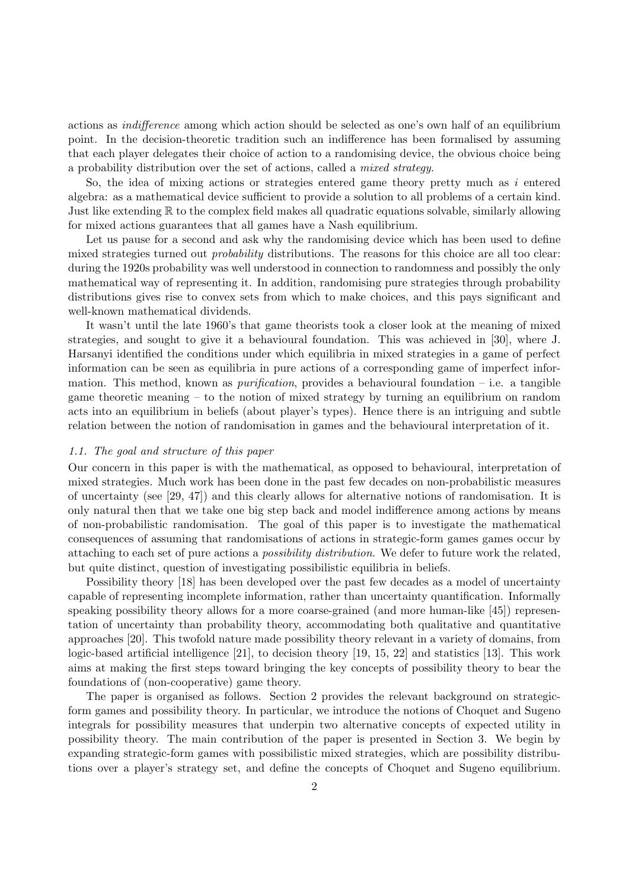actions as *indifference* among which action should be selected as one's own half of an equilibrium point. In the decision-theoretic tradition such an indifference has been formalised by assuming that each player delegates their choice of action to a randomising device, the obvious choice being a probability distribution over the set of actions, called a *mixed strategy*.

So, the idea of mixing actions or strategies entered game theory pretty much as $i$ entered algebra: as a mathematical device sufficient to provide a solution to all problems of a certain kind. Just like extending $\mathbb{R}$ to the complex field makes all quadratic equations solvable, similarly allowing for mixed actions guarantees that all games have a Nash equilibrium.

Let us pause for a second and ask why the randomising device which has been used to define mixed strategies turned out *probability* distributions. The reasons for this choice are all too clear: during the 1920s probability was well understood in connection to randomness and possibly the only mathematical way of representing it. In addition, randomising pure strategies through probability distributions gives rise to convex sets from which to make choices, and this pays significant and well-known mathematical dividends.

It wasn't until the late 1960's that game theorists took a closer look at the meaning of mixed strategies, and sought to give it a behavioural foundation. This was achieved in [30], where J. Harsanyi identified the conditions under which equilibria in mixed strategies in a game of perfect information can be seen as equilibria in pure actions of a corresponding game of imperfect information. This method, known as *purification*, provides a behavioural foundation – i.e. a tangible game theoretic meaning – to the notion of mixed strategy by turning an equilibrium on random acts into an equilibrium in beliefs (about player's types). Hence there is an intriguing and subtle relation between the notion of randomisation in games and the behavioural interpretation of it.

### *1.1. The goal and structure of this paper*

Our concern in this paper is with the mathematical, as opposed to behavioural, interpretation of mixed strategies. Much work has been done in the past few decades on non-probabilistic measures of uncertainty (see [29, 47]) and this clearly allows for alternative notions of randomisation. It is only natural then that we take one big step back and model indifference among actions by means of non-probabilistic randomisation. The goal of this paper is to investigate the mathematical consequences of assuming that randomisations of actions in strategic-form games games occur by attaching to each set of pure actions a *possibility distribution*. We defer to future work the related, but quite distinct, question of investigating possibilistic equilibria in beliefs.

Possibility theory [18] has been developed over the past few decades as a model of uncertainty capable of representing incomplete information, rather than uncertainty quantification. Informally speaking possibility theory allows for a more coarse-grained (and more human-like [45]) representation of uncertainty than probability theory, accommodating both qualitative and quantitative approaches [20]. This twofold nature made possibility theory relevant in a variety of domains, from logic-based artificial intelligence [21], to decision theory [19, 15, 22] and statistics [13]. This work aims at making the first steps toward bringing the key concepts of possibility theory to bear the foundations of (non-cooperative) game theory.

The paper is organised as follows. Section 2 provides the relevant background on strategic-form games and possibility theory. In particular, we introduce the notions of Choquet and Sugeno integrals for possibility measures that underpin two alternative concepts of expected utility in possibility theory. The main contribution of the paper is presented in Section 3. We begin by expanding strategic-form games with possibilistic mixed strategies, which are possibility distributions over a player's strategy set, and define the concepts of Choquet and Sugeno equilibrium.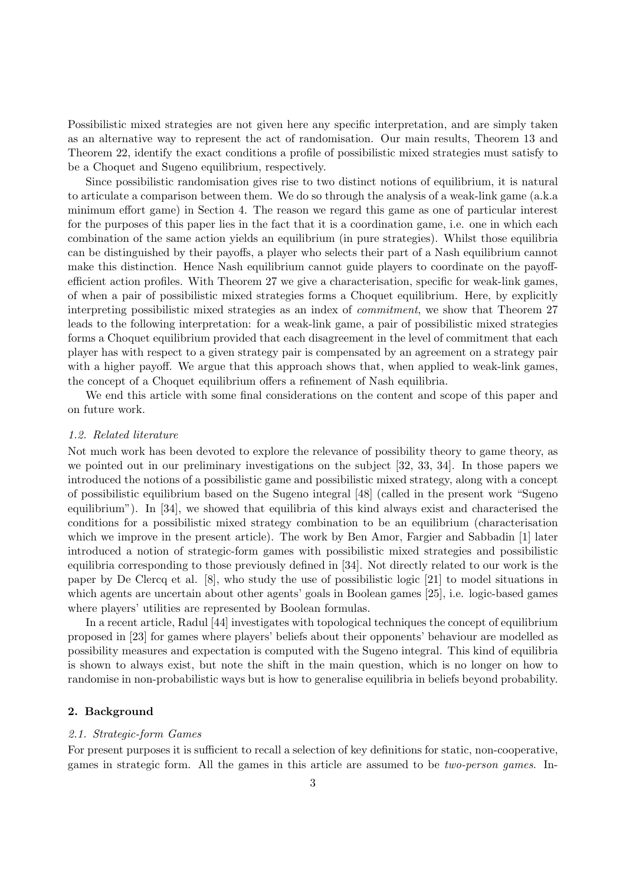Possibilistic mixed strategies are not given here any specific interpretation, and are simply taken as an alternative way to represent the act of randomisation. Our main results, Theorem 13 and Theorem 22, identify the exact conditions a profile of possibilistic mixed strategies must satisfy to be a Choquet and Sugeno equilibrium, respectively.

Since possibilistic randomisation gives rise to two distinct notions of equilibrium, it is natural to articulate a comparison between them. We do so through the analysis of a weak-link game (a.k.a minimum effort game) in Section 4. The reason we regard this game as one of particular interest for the purposes of this paper lies in the fact that it is a coordination game, i.e. one in which each combination of the same action yields an equilibrium (in pure strategies). Whilst those equilibria can be distinguished by their payoffs, a player who selects their part of a Nash equilibrium cannot make this distinction. Hence Nash equilibrium cannot guide players to coordinate on the payoff-efficient action profiles. With Theorem 27 we give a characterisation, specific for weak-link games, of when a pair of possibilistic mixed strategies forms a Choquet equilibrium. Here, by explicitly interpreting possibilistic mixed strategies as an index of *commitment*, we show that Theorem 27 leads to the following interpretation: for a weak-link game, a pair of possibilistic mixed strategies forms a Choquet equilibrium provided that each disagreement in the level of commitment that each player has with respect to a given strategy pair is compensated by an agreement on a strategy pair with a higher payoff. We argue that this approach shows that, when applied to weak-link games, the concept of a Choquet equilibrium offers a refinement of Nash equilibria.

We end this article with some final considerations on the content and scope of this paper and on future work.

### 1.2. Related literature

Not much work has been devoted to explore the relevance of possibility theory to game theory, as we pointed out in our preliminary investigations on the subject [32, 33, 34]. In those papers we introduced the notions of a possibilistic game and possibilistic mixed strategy, along with a concept of possibilistic equilibrium based on the Sugeno integral [48] (called in the present work "Sugeno equilibrium"). In [34], we showed that equilibria of this kind always exist and characterised the conditions for a possibilistic mixed strategy combination to be an equilibrium (characterisation which we improve in the present article). The work by Ben Amor, Fargier and Sabbadin [1] later introduced a notion of strategic-form games with possibilistic mixed strategies and possibilistic equilibria corresponding to those previously defined in [34]. Not directly related to our work is the paper by De Clercq et al. [8], who study the use of possibilistic logic [21] to model situations in which agents are uncertain about other agents' goals in Boolean games [25], i.e. logic-based games where players' utilities are represented by Boolean formulas.

In a recent article, Radul [44] investigates with topological techniques the concept of equilibrium proposed in [23] for games where players' beliefs about their opponents' behaviour are modelled as possibility measures and expectation is computed with the Sugeno integral. This kind of equilibria is shown to always exist, but note the shift in the main question, which is no longer on how to randomise in non-probabilistic ways but is how to generalise equilibria in beliefs beyond probability.

## 2. Background

### 2.1. Strategic-form Games

For present purposes it is sufficient to recall a selection of key definitions for static, non-cooperative, games in strategic form. All the games in this article are assumed to be *two-person games*. In-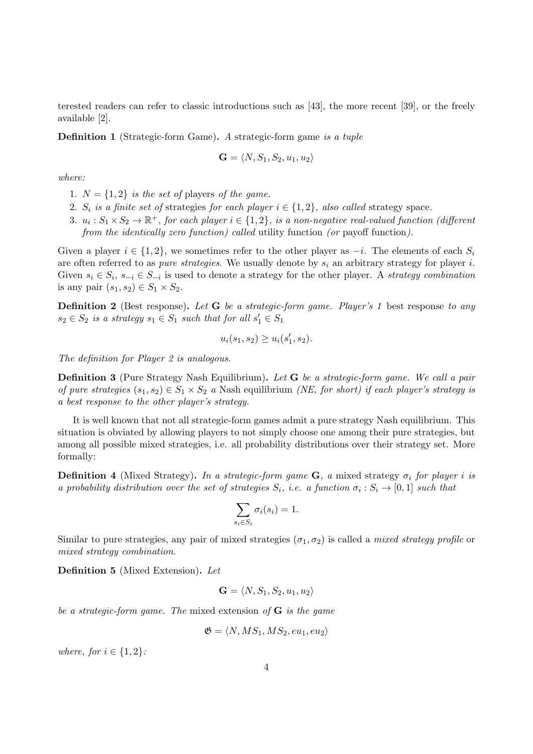terested readers can refer to classic introductions such as [43], the more recent [39], or the freely available [2].

**Definition 1** (Strategic-form Game)**.** *A* strategic-form game *is a tuple*

$$\mathbf{G} = \langle N, S_1, S_2, u_1, u_2 \rangle$$

*where:*

1. $N = \{1, 2\}$ *is the set of* players *of the game.*
2. $S_i$ *is a finite set of* strategies *for each player* $i \in \{1, 2\}$*, also called* strategy space*.*
3. $u_i : S_1 \times S_2 \to \mathbb{R}^+$*, for each player* $i \in \{1, 2\}$*, is a non-negative real-valued function (different from the identically zero function) called* utility function *(or* payoff function*).*

Given a player $i \in \{1, 2\}$, we sometimes refer to the other player as $-i$. The elements of each $S_i$ are often referred to as *pure strategies*. We usually denote by $s_i$ an arbitrary strategy for player $i$. Given $s_i \in S_i$, $s_{-i} \in S_{-i}$ is used to denote a strategy for the other player. A *strategy combination* is any pair $(s_1, s_2) \in S_1 \times S_2$.

**Definition 2** (Best response)**.** *Let* $\mathbf{G}$ *be a strategic-form game. Player's 1* best response *to any* $s_2 \in S_2$ *is a strategy* $s_1 \in S_1$ *such that for all* $s'_1 \in S_1$

$$u_i(s_1, s_2) \geq u_i(s'_1, s_2).$$

*The definition for Player 2 is analogous.*

**Definition 3** (Pure Strategy Nash Equilibrium)**.** *Let* $\mathbf{G}$ *be a strategic-form game. We call a pair of pure strategies* $(s_1, s_2) \in S_1 \times S_2$ *a* Nash equilibrium *(NE, for short) if each player's strategy is a best response to the other player's strategy.*

It is well known that not all strategic-form games admit a pure strategy Nash equilibrium. This situation is obviated by allowing players to not simply choose one among their pure strategies, but among all possible mixed strategies, i.e. all probability distributions over their strategy set. More formally:

**Definition 4** (Mixed Strategy)**.** *In a strategic-form game* $\mathbf{G}$*, a* mixed strategy $\sigma_i$ *for player* $i$ *is a probability distribution over the set of strategies* $S_i$*, i.e. a function* $\sigma_i : S_i \to [0, 1]$ *such that*

$$\sum_{s_i \in S_i} \sigma_i(s_i) = 1.$$

Similar to pure strategies, any pair of mixed strategies $(\sigma_1, \sigma_2)$ is called a *mixed strategy profile* or *mixed strategy combination*.

**Definition 5** (Mixed Extension)**.** *Let*

$$\mathbf{G} = \langle N, S_1, S_2, u_1, u_2 \rangle$$

*be a strategic-form game. The* mixed extension *of* $\mathbf{G}$ *is the game*

$$\mathfrak{G} = \langle N, MS_1, MS_2, eu_1, eu_2 \rangle$$

*where, for* $i \in \{1, 2\}$*:*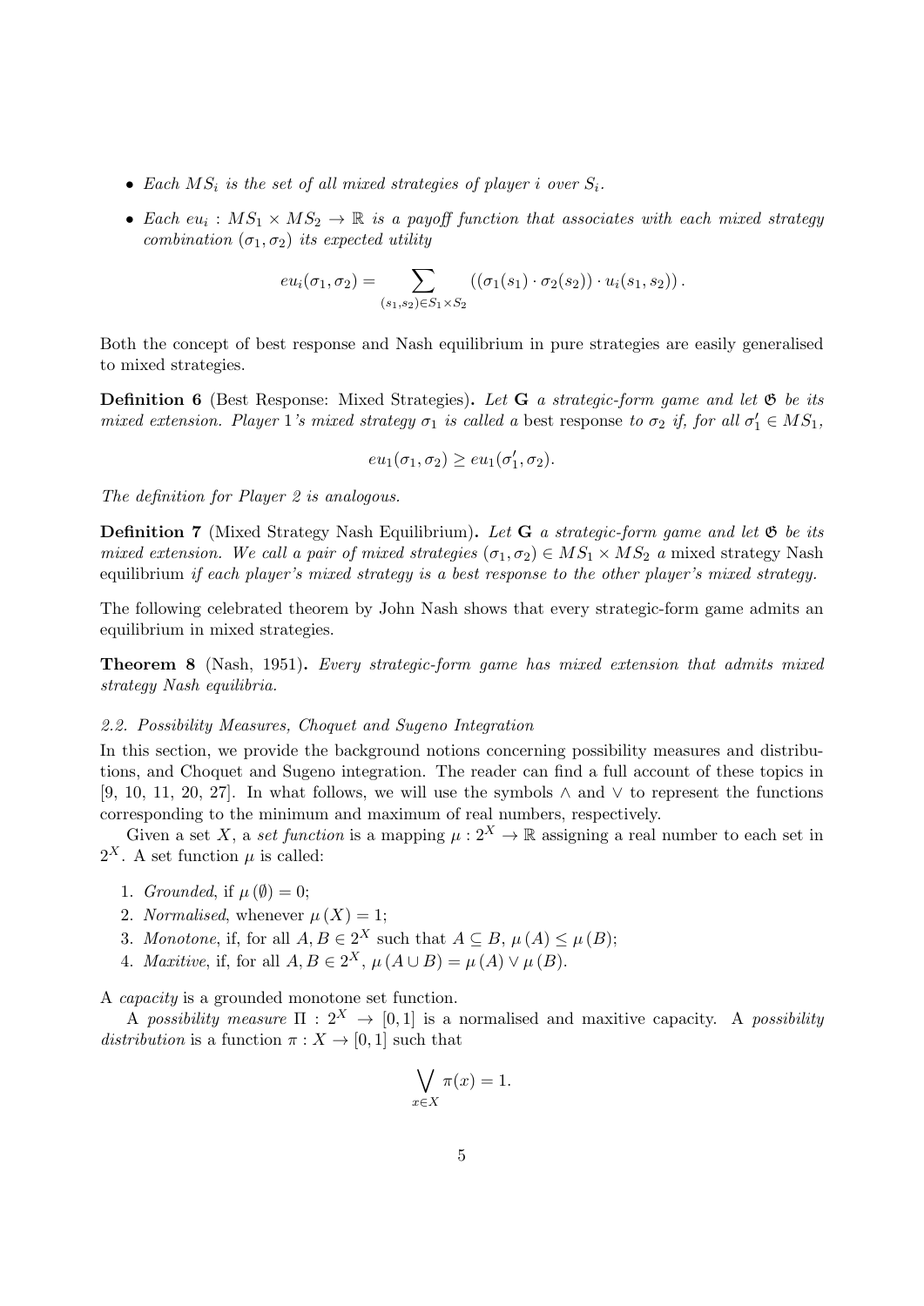- *Each $MS_i$ is the set of all mixed strategies of player $i$ over $S_i$.*
- *Each $eu_i : MS_1 \times MS_2 \to \mathbb{R}$ is a payoff function that associates with each mixed strategy combination $(\sigma_1, \sigma_2)$ its expected utility*

$$eu_i(\sigma_1, \sigma_2) = \sum_{(s_1,s_2)\in S_1\times S_2} \left((\sigma_1(s_1)\cdot\sigma_2(s_2))\cdot u_i(s_1,s_2)\right).$$

Both the concept of best response and Nash equilibrium in pure strategies are easily generalised to mixed strategies.

**Definition 6** (Best Response: Mixed Strategies)**.** *Let* $\mathbf{G}$ *a strategic-form game and let* $\mathfrak{G}$ *be its mixed extension. Player* 1*'s mixed strategy* $\sigma_1$ *is called a* best response *to* $\sigma_2$ *if, for all* $\sigma_1' \in MS_1$,

$$eu_1(\sigma_1, \sigma_2) \geq eu_1(\sigma_1', \sigma_2).$$

*The definition for Player 2 is analogous.*

**Definition 7** (Mixed Strategy Nash Equilibrium)**.** *Let* $\mathbf{G}$ *a strategic-form game and let* $\mathfrak{G}$ *be its mixed extension. We call a pair of mixed strategies* $(\sigma_1, \sigma_2) \in MS_1 \times MS_2$ *a* mixed strategy Nash equilibrium *if each player's mixed strategy is a best response to the other player's mixed strategy.*

The following celebrated theorem by John Nash shows that every strategic-form game admits an equilibrium in mixed strategies.

**Theorem 8** (Nash, 1951)**.** *Every strategic-form game has mixed extension that admits mixed strategy Nash equilibria.*

### *2.2. Possibility Measures, Choquet and Sugeno Integration*

In this section, we provide the background notions concerning possibility measures and distributions, and Choquet and Sugeno integration. The reader can find a full account of these topics in [9, 10, 11, 20, 27]. In what follows, we will use the symbols $\wedge$ and $\vee$ to represent the functions corresponding to the minimum and maximum of real numbers, respectively.

Given a set $X$, a *set function* is a mapping $\mu : 2^X \to \mathbb{R}$ assigning a real number to each set in $2^X$. A set function $\mu$ is called:

1. *Grounded*, if $\mu(\emptyset) = 0$;
2. *Normalised*, whenever $\mu(X) = 1$;
3. *Monotone*, if, for all $A, B \in 2^X$ such that $A \subseteq B$, $\mu(A) \leq \mu(B)$;
4. *Maxitive*, if, for all $A, B \in 2^X$, $\mu(A \cup B) = \mu(A) \vee \mu(B)$.

A *capacity* is a grounded monotone set function.

A *possibility measure* $\Pi : 2^X \to [0,1]$ is a normalised and maxitive capacity. A *possibility distribution* is a function $\pi : X \to [0,1]$ such that

$$\bigvee_{x\in X} \pi(x) = 1.$$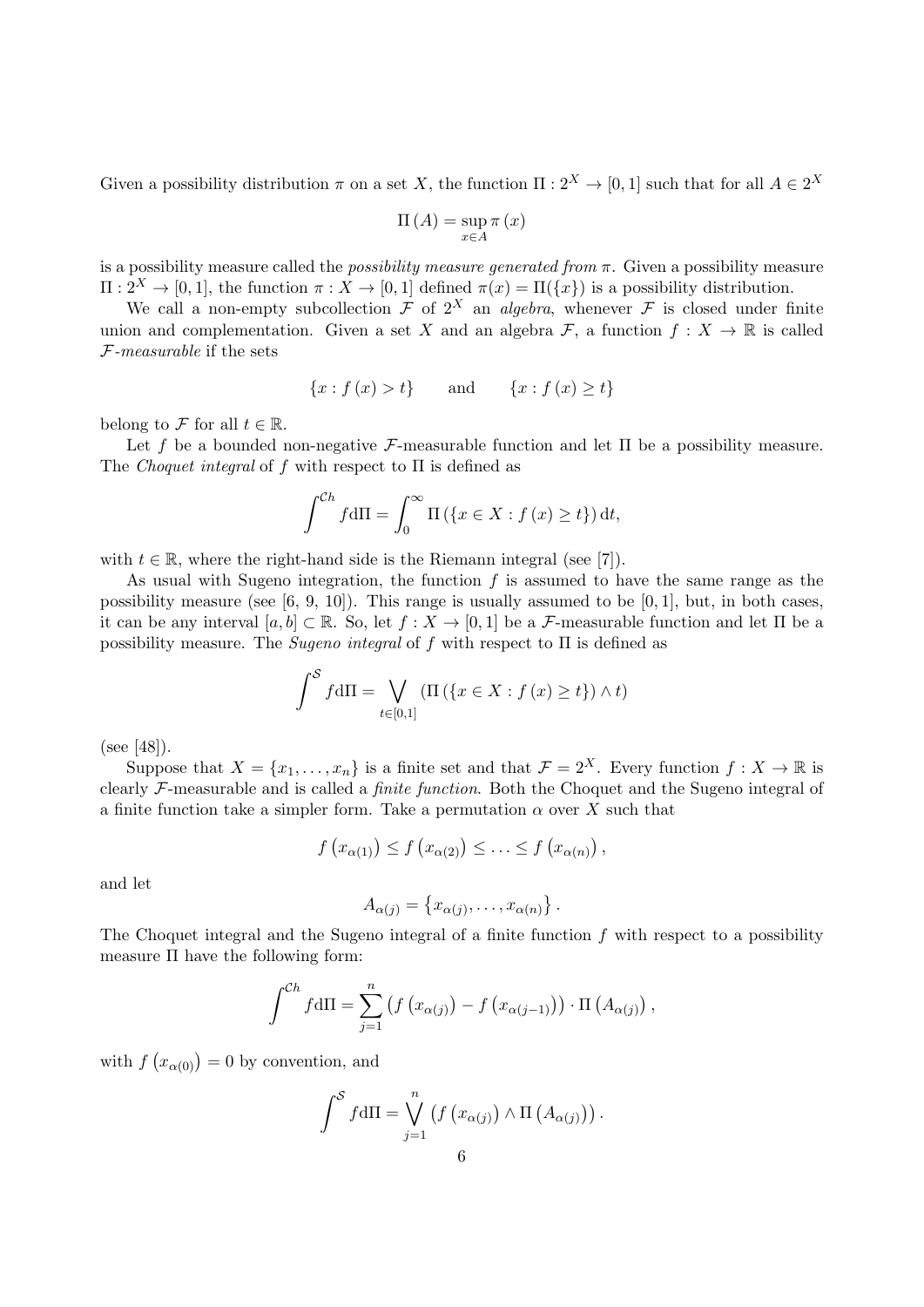Given a possibility distribution $\pi$ on a set $X$, the function $\Pi : 2^X \to [0,1]$ such that for all $A \in 2^X$

$$\Pi(A) = \sup_{x \in A} \pi(x)$$

is a possibility measure called the *possibility measure generated from* $\pi$. Given a possibility measure $\Pi : 2^X \to [0,1]$, the function $\pi : X \to [0,1]$ defined $\pi(x) = \Pi(\{x\})$ is a possibility distribution.

We call a non-empty subcollection $\mathcal{F}$ of $2^X$ an *algebra*, whenever $\mathcal{F}$ is closed under finite union and complementation. Given a set $X$ and an algebra $\mathcal{F}$, a function $f : X \to \mathbb{R}$ is called $\mathcal{F}$*-measurable* if the sets

$$\{x : f(x) > t\} \qquad \text{and} \qquad \{x : f(x) \geq t\}$$

belong to $\mathcal{F}$ for all $t \in \mathbb{R}$.

Let $f$ be a bounded non-negative $\mathcal{F}$-measurable function and let $\Pi$ be a possibility measure. The *Choquet integral* of $f$ with respect to $\Pi$ is defined as

$$\int^{\mathcal{C}h} f \mathrm{d}\Pi = \int_0^\infty \Pi(\{x \in X : f(x) \geq t\}) \, \mathrm{d}t,$$

with $t \in \mathbb{R}$, where the right-hand side is the Riemann integral (see [7]).

As usual with Sugeno integration, the function $f$ is assumed to have the same range as the possibility measure (see [6, 9, 10]). This range is usually assumed to be $[0,1]$, but, in both cases, it can be any interval $[a,b] \subset \mathbb{R}$. So, let $f : X \to [0,1]$ be a $\mathcal{F}$-measurable function and let $\Pi$ be a possibility measure. The *Sugeno integral* of $f$ with respect to $\Pi$ is defined as

$$\int^{\mathcal{S}} f \mathrm{d}\Pi = \bigvee_{t \in [0,1]} (\Pi(\{x \in X : f(x) \geq t\}) \wedge t)$$

(see [48]).

Suppose that $X = \{x_1, \ldots, x_n\}$ is a finite set and that $\mathcal{F} = 2^X$. Every function $f : X \to \mathbb{R}$ is clearly $\mathcal{F}$-measurable and is called a *finite function*. Both the Choquet and the Sugeno integral of a finite function take a simpler form. Take a permutation $\alpha$ over $X$ such that

$$f\left(x_{\alpha(1)}\right) \leq f\left(x_{\alpha(2)}\right) \leq \ldots \leq f\left(x_{\alpha(n)}\right),$$

and let

$$A_{\alpha(j)} = \left\{x_{\alpha(j)}, \ldots, x_{\alpha(n)}\right\}.$$

The Choquet integral and the Sugeno integral of a finite function $f$ with respect to a possibility measure $\Pi$ have the following form:

$$\int^{\mathcal{C}h} f \mathrm{d}\Pi = \sum_{j=1}^{n} \left(f\left(x_{\alpha(j)}\right) - f\left(x_{\alpha(j-1)}\right)\right) \cdot \Pi\left(A_{\alpha(j)}\right),$$

with $f\left(x_{\alpha(0)}\right) = 0$ by convention, and

$$\int^{\mathcal{S}} f \mathrm{d}\Pi = \bigvee_{j=1}^{n} \left(f\left(x_{\alpha(j)}\right) \wedge \Pi\left(A_{\alpha(j)}\right)\right).$$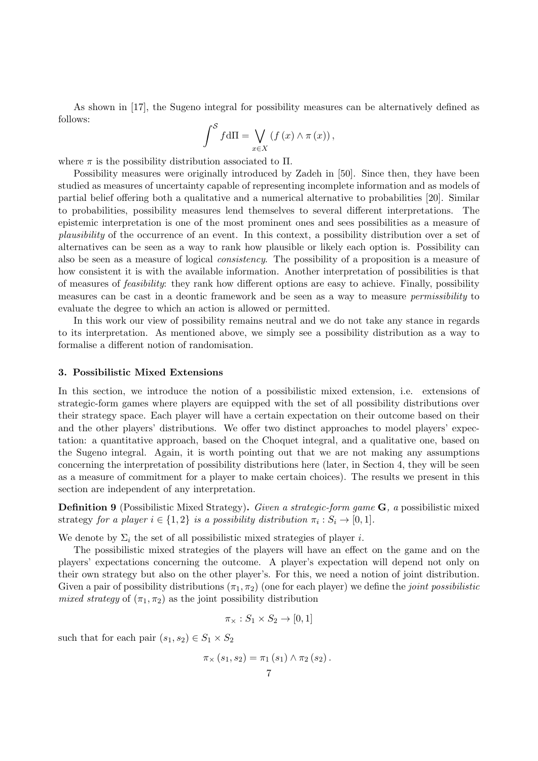As shown in [17], the Sugeno integral for possibility measures can be alternatively defined as follows:

$$\int^{\mathcal{S}} f \mathrm{d}\Pi = \bigvee_{x \in X} \left( f\left(x\right) \wedge \pi\left(x\right) \right),$$

where $\pi$ is the possibility distribution associated to $\Pi$.

Possibility measures were originally introduced by Zadeh in [50]. Since then, they have been studied as measures of uncertainty capable of representing incomplete information and as models of partial belief offering both a qualitative and a numerical alternative to probabilities [20]. Similar to probabilities, possibility measures lend themselves to several different interpretations. The epistemic interpretation is one of the most prominent ones and sees possibilities as a measure of *plausibility* of the occurrence of an event. In this context, a possibility distribution over a set of alternatives can be seen as a way to rank how plausible or likely each option is. Possibility can also be seen as a measure of logical *consistency*. The possibility of a proposition is a measure of how consistent it is with the available information. Another interpretation of possibilities is that of measures of *feasibility*: they rank how different options are easy to achieve. Finally, possibility measures can be cast in a deontic framework and be seen as a way to measure *permissibility* to evaluate the degree to which an action is allowed or permitted.

In this work our view of possibility remains neutral and we do not take any stance in regards to its interpretation. As mentioned above, we simply see a possibility distribution as a way to formalise a different notion of randomisation.

### 3. Possibilistic Mixed Extensions

In this section, we introduce the notion of a possibilistic mixed extension, i.e. extensions of strategic-form games where players are equipped with the set of all possibility distributions over their strategy space. Each player will have a certain expectation on their outcome based on their and the other players' distributions. We offer two distinct approaches to model players' expectation: a quantitative approach, based on the Choquet integral, and a qualitative one, based on the Sugeno integral. Again, it is worth pointing out that we are not making any assumptions concerning the interpretation of possibility distributions here (later, in Section 4, they will be seen as a measure of commitment for a player to make certain choices). The results we present in this section are independent of any interpretation.

**Definition 9** (Possibilistic Mixed Strategy)**.** *Given a strategic-form game* $\mathbf{G}$*, a* possibilistic mixed strategy *for a player* $i \in \{1, 2\}$ *is a possibility distribution* $\pi_i : S_i \to [0, 1]$.

We denote by $\Sigma_i$ the set of all possibilistic mixed strategies of player $i$.

The possibilistic mixed strategies of the players will have an effect on the game and on the players' expectations concerning the outcome. A player's expectation will depend not only on their own strategy but also on the other player's. For this, we need a notion of joint distribution. Given a pair of possibility distributions $(\pi_1, \pi_2)$ (one for each player) we define the *joint possibilistic mixed strategy* of $(\pi_1, \pi_2)$ as the joint possibility distribution

$$\pi_\times : S_1 \times S_2 \to [0, 1]$$

such that for each pair $(s_1, s_2) \in S_1 \times S_2$

$$\pi_\times\left(s_1, s_2\right) = \pi_1\left(s_1\right) \wedge \pi_2\left(s_2\right).$$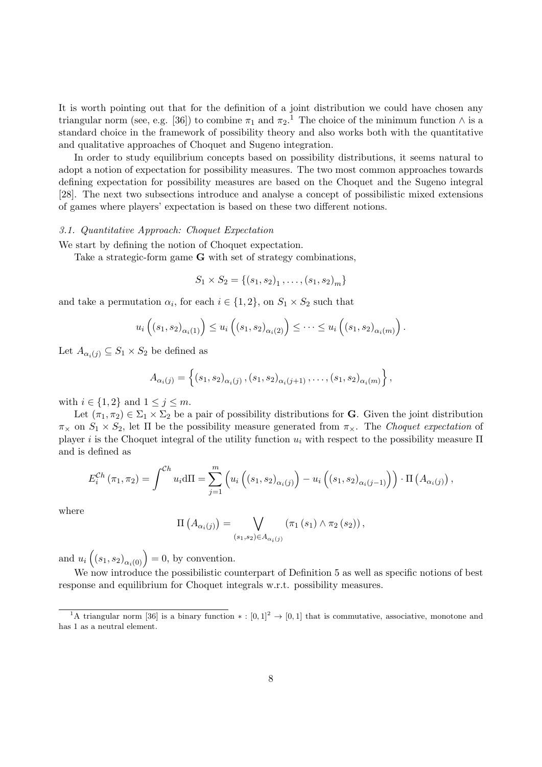It is worth pointing out that for the definition of a joint distribution we could have chosen any triangular norm (see, e.g. [36]) to combine $\pi_1$ and $\pi_2$.[1] The choice of the minimum function $\wedge$ is a standard choice in the framework of possibility theory and also works both with the quantitative and qualitative approaches of Choquet and Sugeno integration.

In order to study equilibrium concepts based on possibility distributions, it seems natural to adopt a notion of expectation for possibility measures. The two most common approaches towards defining expectation for possibility measures are based on the Choquet and the Sugeno integral [28]. The next two subsections introduce and analyse a concept of possibilistic mixed extensions of games where players' expectation is based on these two different notions.

### *3.1. Quantitative Approach: Choquet Expectation*

We start by defining the notion of Choquet expectation.

Take a strategic-form game $\mathbf{G}$ with set of strategy combinations,

$$S_1 \times S_2 = \{(s_1, s_2)_1, \ldots, (s_1, s_2)_m\}$$

and take a permutation $\alpha_i$, for each $i \in \{1, 2\}$, on $S_1 \times S_2$ such that

$$u_i\left((s_1, s_2)_{\alpha_i(1)}\right) \leq u_i\left((s_1, s_2)_{\alpha_i(2)}\right) \leq \cdots \leq u_i\left((s_1, s_2)_{\alpha_i(m)}\right).$$

Let $A_{\alpha_i(j)} \subseteq S_1 \times S_2$ be defined as

$$A_{\alpha_i(j)} = \left\{(s_1, s_2)_{\alpha_i(j)}, (s_1, s_2)_{\alpha_i(j+1)}, \ldots, (s_1, s_2)_{\alpha_i(m)}\right\},$$

with $i \in \{1, 2\}$ and $1 \leq j \leq m$.

Let $(\pi_1, \pi_2) \in \Sigma_1 \times \Sigma_2$ be a pair of possibility distributions for $\mathbf{G}$. Given the joint distribution $\pi_\times$ on $S_1 \times S_2$, let $\Pi$ be the possibility measure generated from $\pi_\times$. The *Choquet expectation* of player $i$ is the Choquet integral of the utility function $u_i$ with respect to the possibility measure $\Pi$ and is defined as

$$E_i^{\mathcal{C}h}(\pi_1, \pi_2) = \int^{\mathcal{C}h} u_i \mathrm{d}\Pi = \sum_{j=1}^{m} \left(u_i\left((s_1, s_2)_{\alpha_i(j)}\right) - u_i\left((s_1, s_2)_{\alpha_i(j-1)}\right)\right) \cdot \Pi\left(A_{\alpha_i(j)}\right),$$

where

$$\Pi\left(A_{\alpha_i(j)}\right) = \bigvee_{(s_1, s_2) \in A_{\alpha_i(j)}} \left(\pi_1(s_1) \wedge \pi_2(s_2)\right),$$

and $u_i\left((s_1, s_2)_{\alpha_i(0)}\right) = 0$, by convention.

We now introduce the possibilistic counterpart of Definition 5 as well as specific notions of best response and equilibrium for Choquet integrals w.r.t. possibility measures.

[1] A triangular norm [36] is a binary function $* : [0, 1]^2 \to [0, 1]$ that is commutative, associative, monotone and has 1 as a neutral element.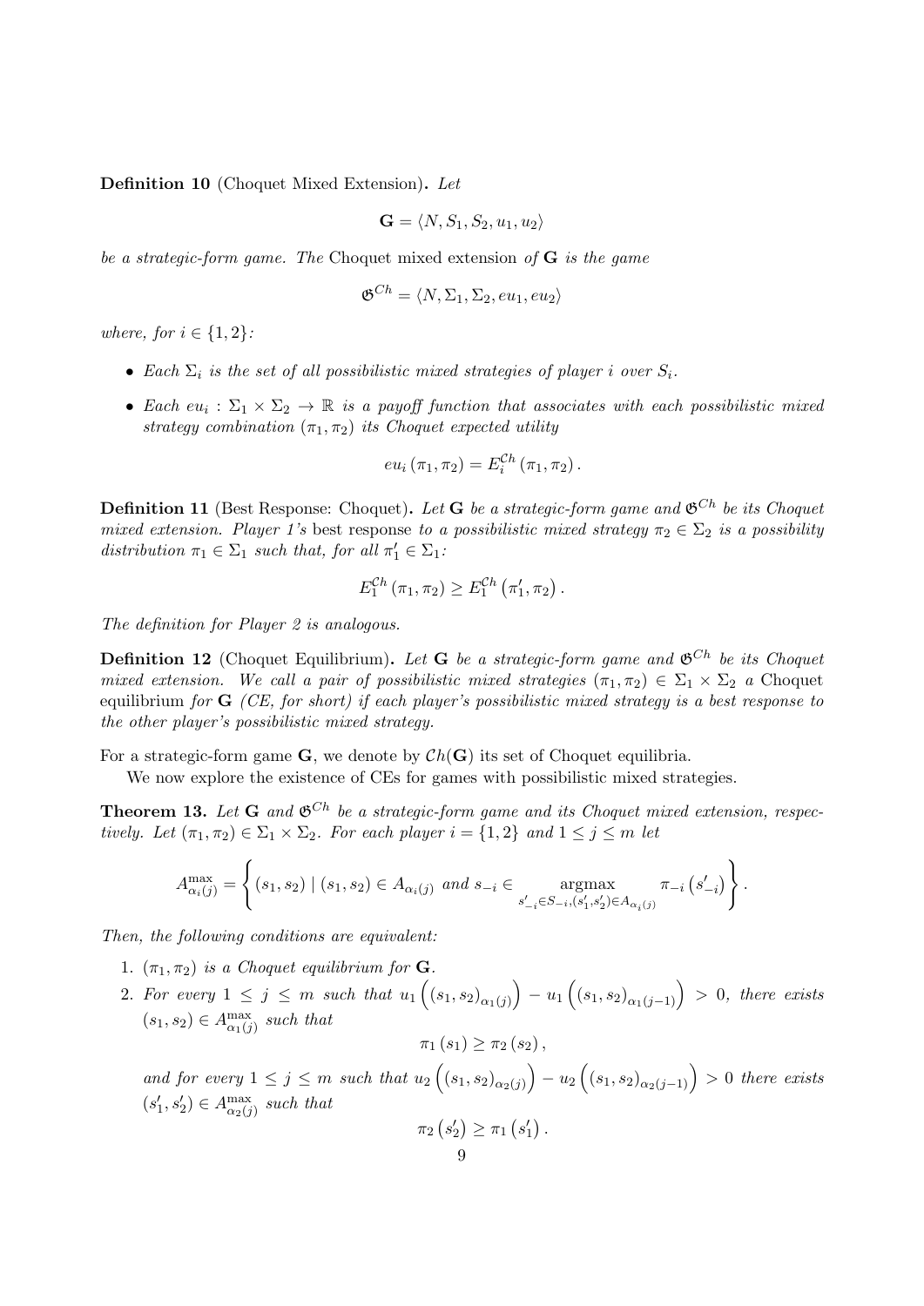**Definition 10** (Choquet Mixed Extension)**.** *Let*

$$\mathbf{G} = \langle N, S_1, S_2, u_1, u_2 \rangle$$

*be a strategic-form game. The* Choquet mixed extension *of* $\mathbf{G}$ *is the game*

$$\mathfrak{G}^{Ch} = \langle N, \Sigma_1, \Sigma_2, eu_1, eu_2 \rangle$$

*where, for* $i \in \{1, 2\}$*:*

- *Each* $\Sigma_i$ *is the set of all possibilistic mixed strategies of player* $i$ *over* $S_i$*.*
- *Each* $eu_i : \Sigma_1 \times \Sigma_2 \to \mathbb{R}$ *is a payoff function that associates with each possibilistic mixed strategy combination* $(\pi_1, \pi_2)$ *its Choquet expected utility*

$$eu_i(\pi_1, \pi_2) = E_i^{\mathcal{C}h}(\pi_1, \pi_2).$$

**Definition 11** (Best Response: Choquet)**.** *Let* $\mathbf{G}$ *be a strategic-form game and* $\mathfrak{G}^{Ch}$ *be its Choquet mixed extension. Player 1's* best response *to a possibilistic mixed strategy* $\pi_2 \in \Sigma_2$ *is a possibility distribution* $\pi_1 \in \Sigma_1$ *such that, for all* $\pi_1' \in \Sigma_1$*:*

$$E_1^{\mathcal{C}h}(\pi_1, \pi_2) \geq E_1^{\mathcal{C}h}(\pi_1', \pi_2).$$

*The definition for Player 2 is analogous.*

**Definition 12** (Choquet Equilibrium)**.** *Let* $\mathbf{G}$ *be a strategic-form game and* $\mathfrak{G}^{Ch}$ *be its Choquet mixed extension. We call a pair of possibilistic mixed strategies* $(\pi_1, \pi_2) \in \Sigma_1 \times \Sigma_2$ *a* Choquet equilibrium *for* $\mathbf{G}$ *(CE, for short) if each player's possibilistic mixed strategy is a best response to the other player's possibilistic mixed strategy.*

For a strategic-form game $\mathbf{G}$, we denote by $\mathcal{C}h(\mathbf{G})$ its set of Choquet equilibria.

We now explore the existence of CEs for games with possibilistic mixed strategies.

**Theorem 13.** *Let* $\mathbf{G}$ *and* $\mathfrak{G}^{Ch}$ *be a strategic-form game and its Choquet mixed extension, respectively. Let* $(\pi_1, \pi_2) \in \Sigma_1 \times \Sigma_2$*. For each player* $i = \{1, 2\}$ *and* $1 \leq j \leq m$ *let*

$$A^{\max}_{\alpha_i(j)} = \left\{ (s_1, s_2) \mid (s_1, s_2) \in A_{\alpha_i(j)} \text{ and } s_{-i} \in \underset{s'_{-i} \in S_{-i}, (s'_1, s'_2) \in A_{\alpha_i(j)}}{\operatorname{argmax}} \pi_{-i}\left(s'_{-i}\right) \right\}.$$

*Then, the following conditions are equivalent:*

1. $(\pi_1, \pi_2)$ *is a Choquet equilibrium for* $\mathbf{G}$*.*
2. *For every* $1 \leq j \leq m$ *such that* $u_1\left((s_1, s_2)_{\alpha_1(j)}\right) - u_1\left((s_1, s_2)_{\alpha_1(j-1)}\right) > 0$*, there exists* $(s_1, s_2) \in A^{\max}_{\alpha_1(j)}$ *such that*

$$\pi_1(s_1) \geq \pi_2(s_2),$$

*and for every* $1 \leq j \leq m$ *such that* $u_2\left((s_1, s_2)_{\alpha_2(j)}\right) - u_2\left((s_1, s_2)_{\alpha_2(j-1)}\right) > 0$ *there exists* $(s_1', s_2') \in A^{\max}_{\alpha_2(j)}$ *such that*

$$\pi_2(s_2') \geq \pi_1(s_1').$$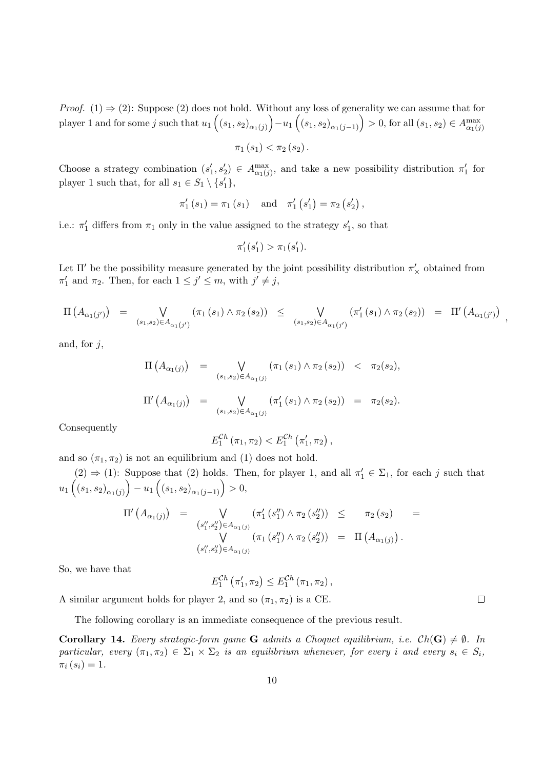*Proof.* (1) ⇒ (2): Suppose (2) does not hold. Without any loss of generality we can assume that for player 1 and for some $j$ such that $u_1\left((s_1,s_2)_{\alpha_1(j)}\right)-u_1\left((s_1,s_2)_{\alpha_1(j-1)}\right)>0$, for all $(s_1,s_2)\in A^{\max}_{\alpha_1(j)}$

$$\pi_1(s_1) < \pi_2(s_2).$$

Choose a strategy combination $(s_1', s_2') \in A^{\max}_{\alpha_1(j)}$, and take a new possibility distribution $\pi_1'$ for player 1 such that, for all $s_1 \in S_1 \setminus \{s_1'\}$,

$$\pi_1'(s_1) = \pi_1(s_1) \quad \text{and} \quad \pi_1'(s_1') = \pi_2(s_2'),$$

i.e.: $\pi_1'$ differs from $\pi_1$ only in the value assigned to the strategy $s_1'$, so that

$$\pi_1'(s_1') > \pi_1(s_1').$$

Let $\Pi'$ be the possibility measure generated by the joint possibility distribution $\pi'_\times$ obtained from $\pi_1'$ and $\pi_2$. Then, for each $1 \leq j' \leq m$, with $j' \neq j$,

$$\Pi\left(A_{\alpha_1(j')}\right) = \bigvee_{(s_1,s_2)\in A_{\alpha_1(j')}} \left(\pi_1(s_1)\wedge\pi_2(s_2)\right) \leq \bigvee_{(s_1,s_2)\in A_{\alpha_1(j')}} \left(\pi_1'(s_1)\wedge\pi_2(s_2)\right) = \Pi'\left(A_{\alpha_1(j')}\right),$$

and, for $j$,

$$\Pi\left(A_{\alpha_1(j)}\right) = \bigvee_{(s_1,s_2)\in A_{\alpha_1(j)}} \left(\pi_1(s_1)\wedge\pi_2(s_2)\right) < \pi_2(s_2),$$

$$\Pi'\left(A_{\alpha_1(j)}\right) = \bigvee_{(s_1,s_2)\in A_{\alpha_1(j)}} \left(\pi_1'(s_1)\wedge\pi_2(s_2)\right) = \pi_2(s_2).$$

Consequently

$$E_1^{\mathcal{C}h}(\pi_1,\pi_2) < E_1^{\mathcal{C}h}(\pi_1',\pi_2),$$

and so $(\pi_1, \pi_2)$ is not an equilibrium and (1) does not hold.

(2) ⇒ (1): Suppose that (2) holds. Then, for player 1, and all $\pi_1' \in \Sigma_1$, for each $j$ such that $u_1\left((s_1,s_2)_{\alpha_1(j)}\right)-u_1\left((s_1,s_2)_{\alpha_1(j-1)}\right)>0$,

$$\begin{aligned}\Pi'\left(A_{\alpha_1(j)}\right) &= \bigvee_{(s_1'',s_2'')\in A_{\alpha_1(j)}} \left(\pi_1'(s_1'')\wedge\pi_2(s_2'')\right) \leq \pi_2(s_2) = \\ &\bigvee_{(s_1'',s_2'')\in A_{\alpha_1(j)}} \left(\pi_1(s_1'')\wedge\pi_2(s_2'')\right) = \Pi\left(A_{\alpha_1(j)}\right).\end{aligned}$$

So, we have that

$$E_1^{\mathcal{C}h}(\pi_1',\pi_2) \leq E_1^{\mathcal{C}h}(\pi_1,\pi_2),$$

A similar argument holds for player 2, and so $(\pi_1, \pi_2)$ is a CE. □

The following corollary is an immediate consequence of the previous result.

**Corollary 14.** *Every strategic-form game* $\mathbf{G}$ *admits a Choquet equilibrium, i.e.* $\mathcal{C}h(\mathbf{G}) \neq \emptyset$*. In particular, every* $(\pi_1, \pi_2) \in \Sigma_1 \times \Sigma_2$ *is an equilibrium whenever, for every* $i$ *and every* $s_i \in S_i$*,* $\pi_i(s_i) = 1$*.*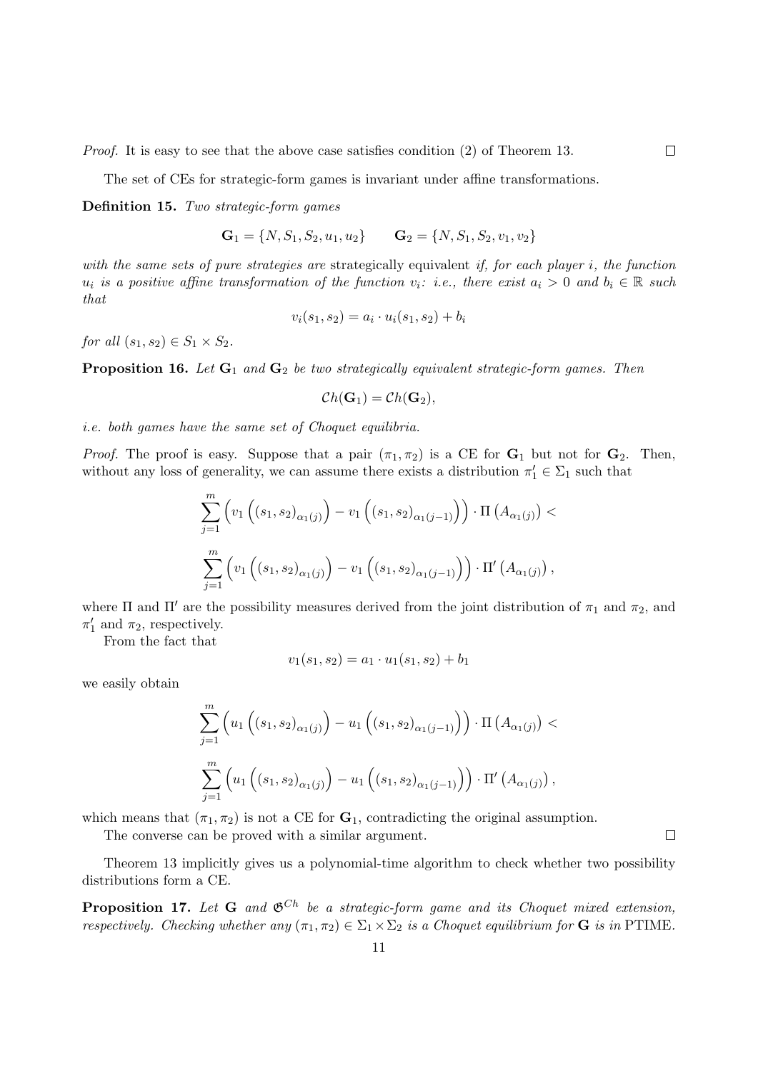*Proof.* It is easy to see that the above case satisfies condition (2) of Theorem 13. □

The set of CEs for strategic-form games is invariant under affine transformations.

**Definition 15.** *Two strategic-form games*

$$\mathbf{G}_1 = \{N, S_1, S_2, u_1, u_2\} \qquad \mathbf{G}_2 = \{N, S_1, S_2, v_1, v_2\}$$

*with the same sets of pure strategies are* strategically equivalent *if, for each player $i$, the function $u_i$ is a positive affine transformation of the function $v_i$: i.e., there exist $a_i > 0$ and $b_i \in \mathbb{R}$ such that*

$$v_i(s_1, s_2) = a_i \cdot u_i(s_1, s_2) + b_i$$

*for all $(s_1, s_2) \in S_1 \times S_2$.*

**Proposition 16.** *Let $\mathbf{G}_1$ and $\mathbf{G}_2$ be two strategically equivalent strategic-form games. Then*

$$\mathcal{C}h(\mathbf{G}_1) = \mathcal{C}h(\mathbf{G}_2),$$

*i.e. both games have the same set of Choquet equilibria.*

*Proof.* The proof is easy. Suppose that a pair $(\pi_1, \pi_2)$ is a CE for $\mathbf{G}_1$ but not for $\mathbf{G}_2$. Then, without any loss of generality, we can assume there exists a distribution $\pi_1' \in \Sigma_1$ such that

$$\sum_{j=1}^{m} \left( v_1\left((s_1, s_2)_{\alpha_1(j)}\right) - v_1\left((s_1, s_2)_{\alpha_1(j-1)}\right)\right) \cdot \Pi\left(A_{\alpha_1(j)}\right) <$$

$$\sum_{j=1}^{m} \left( v_1\left((s_1, s_2)_{\alpha_1(j)}\right) - v_1\left((s_1, s_2)_{\alpha_1(j-1)}\right)\right) \cdot \Pi'\left(A_{\alpha_1(j)}\right),$$

where $\Pi$ and $\Pi'$ are the possibility measures derived from the joint distribution of $\pi_1$ and $\pi_2$, and $\pi_1'$ and $\pi_2$, respectively.

From the fact that

$$v_1(s_1, s_2) = a_1 \cdot u_1(s_1, s_2) + b_1$$

we easily obtain

$$\sum_{j=1}^{m} \left( u_1\left((s_1, s_2)_{\alpha_1(j)}\right) - u_1\left((s_1, s_2)_{\alpha_1(j-1)}\right)\right) \cdot \Pi\left(A_{\alpha_1(j)}\right) <$$

$$\sum_{j=1}^{m} \left( u_1\left((s_1, s_2)_{\alpha_1(j)}\right) - u_1\left((s_1, s_2)_{\alpha_1(j-1)}\right)\right) \cdot \Pi'\left(A_{\alpha_1(j)}\right),$$

which means that $(\pi_1, \pi_2)$ is not a CE for $\mathbf{G}_1$, contradicting the original assumption.

The converse can be proved with a similar argument. □

Theorem 13 implicitly gives us a polynomial-time algorithm to check whether two possibility distributions form a CE.

**Proposition 17.** *Let $\mathbf{G}$ and $\mathfrak{G}^{Ch}$ be a strategic-form game and its Choquet mixed extension, respectively. Checking whether any $(\pi_1, \pi_2) \in \Sigma_1 \times \Sigma_2$ is a Choquet equilibrium for $\mathbf{G}$ is in* PTIME.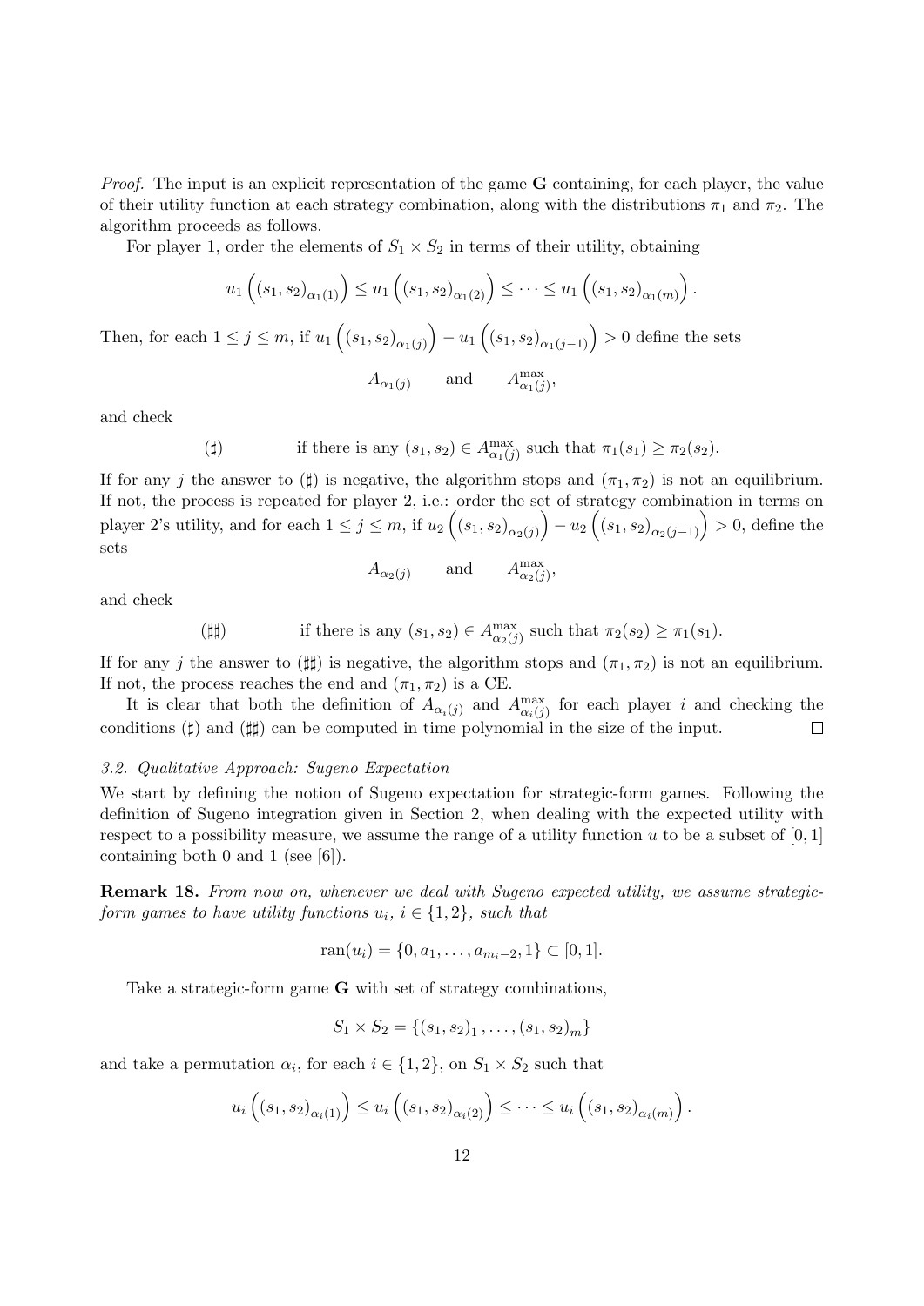*Proof.* The input is an explicit representation of the game $\mathbf{G}$ containing, for each player, the value of their utility function at each strategy combination, along with the distributions $\pi_1$ and $\pi_2$. The algorithm proceeds as follows.

For player 1, order the elements of $S_1 \times S_2$ in terms of their utility, obtaining

$$u_1\left((s_1, s_2)_{\alpha_1(1)}\right) \leq u_1\left((s_1, s_2)_{\alpha_1(2)}\right) \leq \cdots \leq u_1\left((s_1, s_2)_{\alpha_1(m)}\right).$$

Then, for each $1 \leq j \leq m$, if $u_1\left((s_1, s_2)_{\alpha_1(j)}\right) - u_1\left((s_1, s_2)_{\alpha_1(j-1)}\right) > 0$ define the sets

$$A_{\alpha_1(j)} \quad \text{and} \quad A^{\max}_{\alpha_1(j)},$$

and check

$$(\sharp) \qquad \text{if there is any } (s_1, s_2) \in A^{\max}_{\alpha_1(j)} \text{ such that } \pi_1(s_1) \geq \pi_2(s_2).$$

If for any $j$ the answer to $(\sharp)$ is negative, the algorithm stops and $(\pi_1, \pi_2)$ is not an equilibrium. If not, the process is repeated for player 2, i.e.: order the set of strategy combination in terms on player 2's utility, and for each $1 \leq j \leq m$, if $u_2\left((s_1, s_2)_{\alpha_2(j)}\right) - u_2\left((s_1, s_2)_{\alpha_2(j-1)}\right) > 0$, define the sets

$$A_{\alpha_2(j)} \quad \text{and} \quad A^{\max}_{\alpha_2(j)},$$

and check

$$(\sharp\sharp) \qquad \text{if there is any } (s_1, s_2) \in A^{\max}_{\alpha_2(j)} \text{ such that } \pi_2(s_2) \geq \pi_1(s_1).$$

If for any $j$ the answer to $(\sharp\sharp)$ is negative, the algorithm stops and $(\pi_1, \pi_2)$ is not an equilibrium. If not, the process reaches the end and $(\pi_1, \pi_2)$ is a CE.

It is clear that both the definition of $A_{\alpha_i(j)}$ and $A^{\max}_{\alpha_i(j)}$ for each player $i$ and checking the conditions $(\sharp)$ and $(\sharp\sharp)$ can be computed in time polynomial in the size of the input. $\square$

### *3.2. Qualitative Approach: Sugeno Expectation*

We start by defining the notion of Sugeno expectation for strategic-form games. Following the definition of Sugeno integration given in Section 2, when dealing with the expected utility with respect to a possibility measure, we assume the range of a utility function $u$ to be a subset of $[0, 1]$ containing both 0 and 1 (see [6]).

**Remark 18.** *From now on, whenever we deal with Sugeno expected utility, we assume strategic-form games to have utility functions $u_i$, $i \in \{1, 2\}$, such that*

$$\text{ran}(u_i) = \{0, a_1, \ldots, a_{m_i - 2}, 1\} \subset [0, 1].$$

Take a strategic-form game $\mathbf{G}$ with set of strategy combinations,

$$S_1 \times S_2 = \{(s_1, s_2)_1, \ldots, (s_1, s_2)_m\}$$

and take a permutation $\alpha_i$, for each $i \in \{1, 2\}$, on $S_1 \times S_2$ such that

$$u_i\left((s_1, s_2)_{\alpha_i(1)}\right) \leq u_i\left((s_1, s_2)_{\alpha_i(2)}\right) \leq \cdots \leq u_i\left((s_1, s_2)_{\alpha_i(m)}\right).$$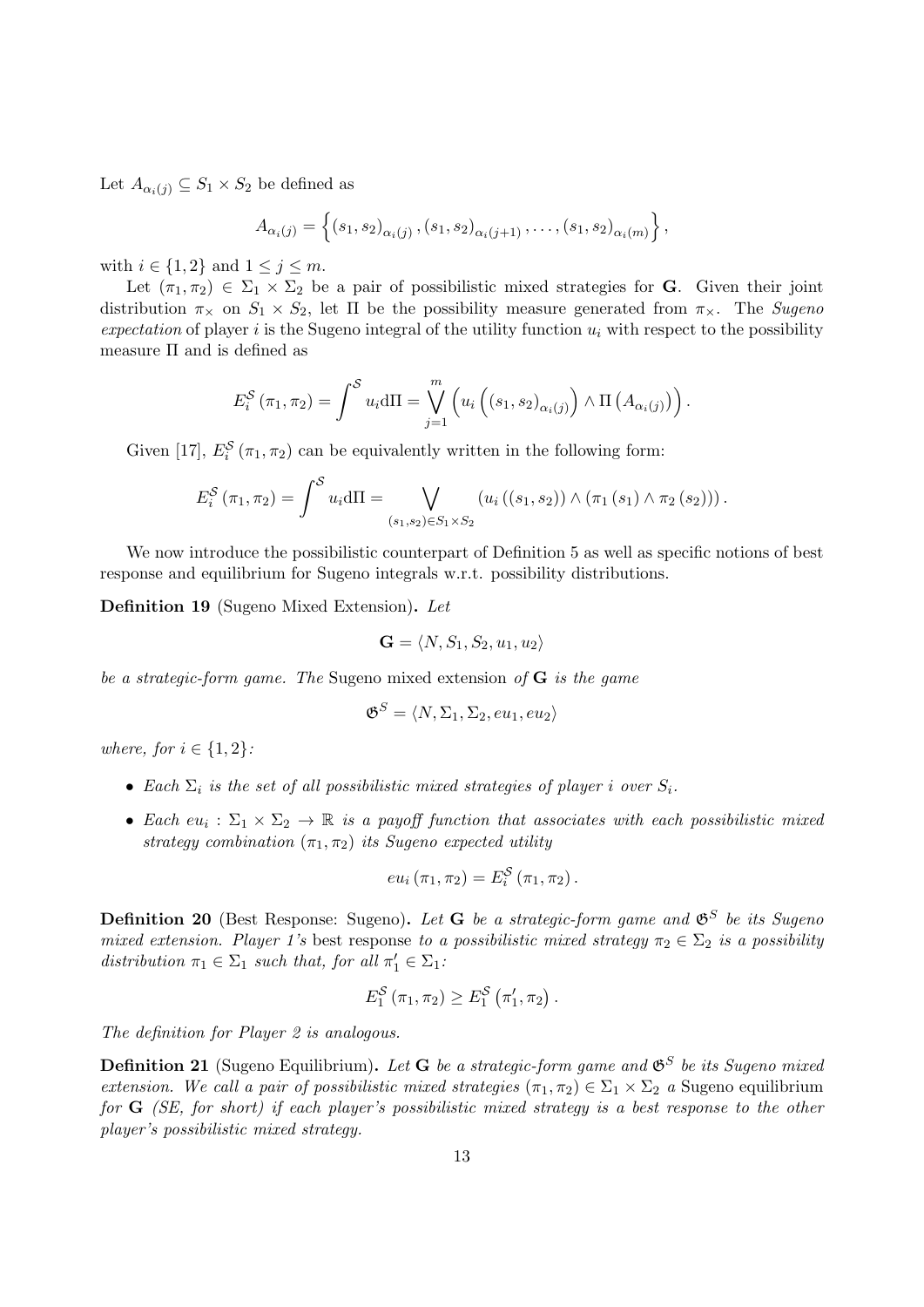Let $A_{\alpha_i(j)} \subseteq S_1 \times S_2$ be defined as

$$A_{\alpha_i(j)} = \left\{ (s_1, s_2)_{\alpha_i(j)}, (s_1, s_2)_{\alpha_i(j+1)}, \ldots, (s_1, s_2)_{\alpha_i(m)} \right\},$$

with $i \in \{1, 2\}$ and $1 \leq j \leq m$.

Let $(\pi_1, \pi_2) \in \Sigma_1 \times \Sigma_2$ be a pair of possibilistic mixed strategies for $\mathbf{G}$. Given their joint distribution $\pi_\times$ on $S_1 \times S_2$, let $\Pi$ be the possibility measure generated from $\pi_\times$. The *Sugeno expectation* of player $i$ is the Sugeno integral of the utility function $u_i$ with respect to the possibility measure $\Pi$ and is defined as

$$E_i^{\mathcal{S}}(\pi_1, \pi_2) = \int^{\mathcal{S}} u_i \mathrm{d}\Pi = \bigvee_{j=1}^{m} \left( u_i \left( (s_1, s_2)_{\alpha_i(j)} \right) \wedge \Pi \left( A_{\alpha_i(j)} \right) \right).$$

Given [17], $E_i^{\mathcal{S}}(\pi_1, \pi_2)$ can be equivalently written in the following form:

$$E_i^{\mathcal{S}}(\pi_1, \pi_2) = \int^{\mathcal{S}} u_i \mathrm{d}\Pi = \bigvee_{(s_1, s_2) \in S_1 \times S_2} \left( u_i \left( (s_1, s_2) \right) \wedge \left( \pi_1(s_1) \wedge \pi_2(s_2) \right) \right).$$

We now introduce the possibilistic counterpart of Definition 5 as well as specific notions of best response and equilibrium for Sugeno integrals w.r.t. possibility distributions.

**Definition 19** (Sugeno Mixed Extension)**.** *Let*

$$\mathbf{G} = \langle N, S_1, S_2, u_1, u_2 \rangle$$

*be a strategic-form game. The* Sugeno mixed extension *of* $\mathbf{G}$ *is the game*

$$\mathfrak{G}^S = \langle N, \Sigma_1, \Sigma_2, eu_1, eu_2 \rangle$$

*where, for* $i \in \{1, 2\}$*:*

- *Each* $\Sigma_i$ *is the set of all possibilistic mixed strategies of player* $i$ *over* $S_i$*.*
- *Each* $eu_i : \Sigma_1 \times \Sigma_2 \to \mathbb{R}$ *is a payoff function that associates with each possibilistic mixed strategy combination* $(\pi_1, \pi_2)$ *its Sugeno expected utility*

$$eu_i(\pi_1, \pi_2) = E_i^{\mathcal{S}}(\pi_1, \pi_2).$$

**Definition 20** (Best Response: Sugeno)**.** *Let* $\mathbf{G}$ *be a strategic-form game and* $\mathfrak{G}^S$ *be its Sugeno mixed extension. Player 1's* best response *to a possibilistic mixed strategy* $\pi_2 \in \Sigma_2$ *is a possibility distribution* $\pi_1 \in \Sigma_1$ *such that, for all* $\pi_1' \in \Sigma_1$*:*

$$E_1^{\mathcal{S}}(\pi_1, \pi_2) \geq E_1^{\mathcal{S}}(\pi_1', \pi_2).$$

*The definition for Player 2 is analogous.*

**Definition 21** (Sugeno Equilibrium)**.** *Let* $\mathbf{G}$ *be a strategic-form game and* $\mathfrak{G}^S$ *be its Sugeno mixed extension. We call a pair of possibilistic mixed strategies* $(\pi_1, \pi_2) \in \Sigma_1 \times \Sigma_2$ *a* Sugeno equilibrium *for* $\mathbf{G}$ *(SE, for short) if each player's possibilistic mixed strategy is a best response to the other player's possibilistic mixed strategy.*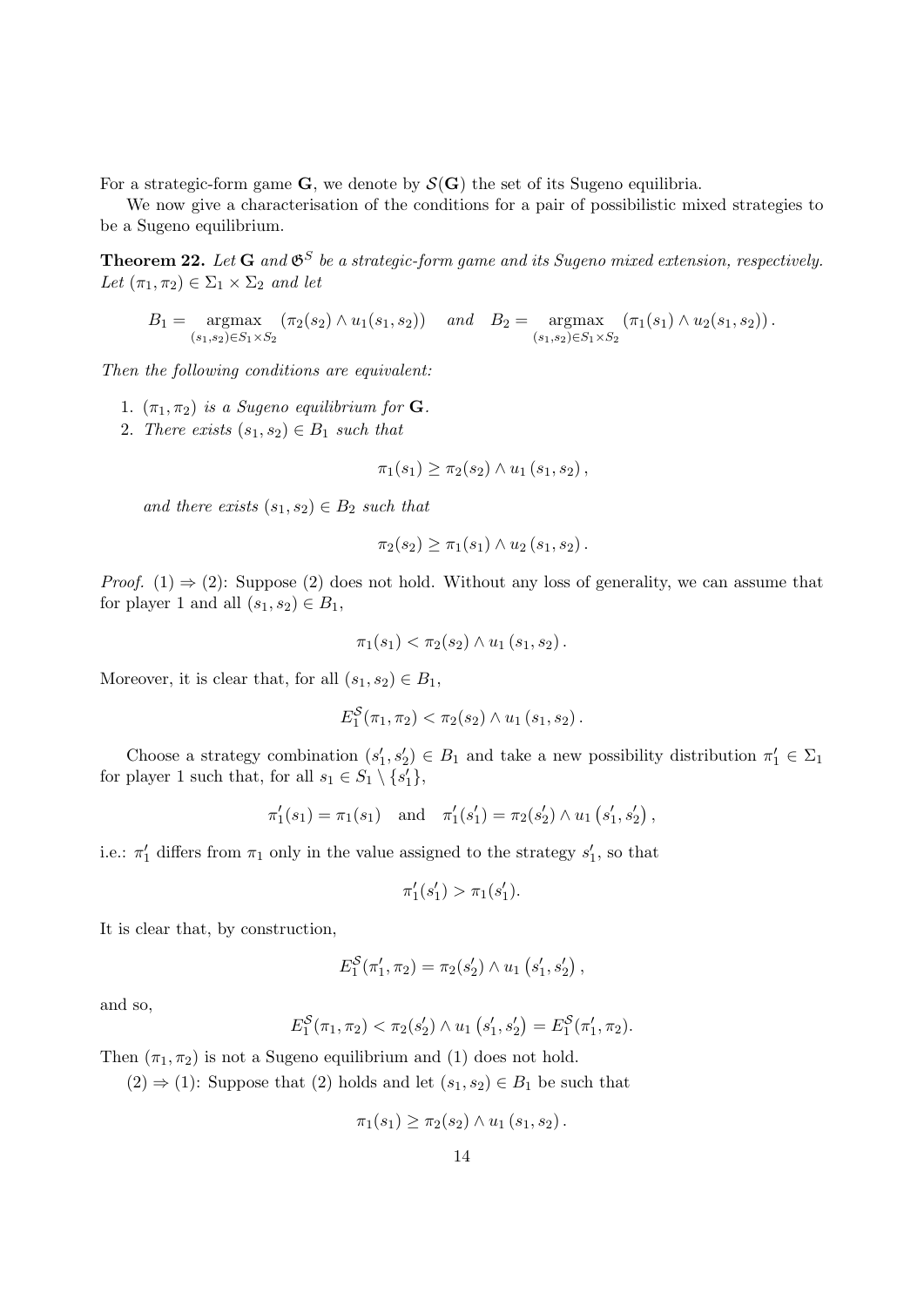For a strategic-form game $\mathbf{G}$, we denote by $\mathcal{S}(\mathbf{G})$ the set of its Sugeno equilibria.

We now give a characterisation of the conditions for a pair of possibilistic mixed strategies to be a Sugeno equilibrium.

**Theorem 22.** *Let* $\mathbf{G}$ *and* $\mathfrak{G}^S$ *be a strategic-form game and its Sugeno mixed extension, respectively. Let* $(\pi_1, \pi_2) \in \Sigma_1 \times \Sigma_2$ *and let*

$$B_1 = \underset{(s_1,s_2)\in S_1\times S_2}{\operatorname{argmax}} \left(\pi_2(s_2) \wedge u_1(s_1, s_2)\right) \quad \text{and} \quad B_2 = \underset{(s_1,s_2)\in S_1\times S_2}{\operatorname{argmax}} \left(\pi_1(s_1) \wedge u_2(s_1, s_2)\right).$$

*Then the following conditions are equivalent:*

1. $(\pi_1, \pi_2)$ *is a Sugeno equilibrium for* $\mathbf{G}$.
2. *There exists* $(s_1, s_2) \in B_1$ *such that*

$$\pi_1(s_1) \geq \pi_2(s_2) \wedge u_1(s_1, s_2),$$

*and there exists* $(s_1, s_2) \in B_2$ *such that*

$$\pi_2(s_2) \geq \pi_1(s_1) \wedge u_2(s_1, s_2).$$

*Proof.* (1) $\Rightarrow$ (2): Suppose (2) does not hold. Without any loss of generality, we can assume that for player 1 and all $(s_1, s_2) \in B_1$,

$$\pi_1(s_1) < \pi_2(s_2) \wedge u_1(s_1, s_2).$$

Moreover, it is clear that, for all $(s_1, s_2) \in B_1$,

$$E_1^{\mathcal{S}}(\pi_1, \pi_2) < \pi_2(s_2) \wedge u_1(s_1, s_2).$$

Choose a strategy combination $(s_1', s_2') \in B_1$ and take a new possibility distribution $\pi_1' \in \Sigma_1$ for player 1 such that, for all $s_1 \in S_1 \setminus \{s_1'\}$,

$$\pi_1'(s_1) = \pi_1(s_1) \quad \text{and} \quad \pi_1'(s_1') = \pi_2(s_2') \wedge u_1(s_1', s_2'),$$

i.e.: $\pi_1'$ differs from $\pi_1$ only in the value assigned to the strategy $s_1'$, so that

$$\pi_1'(s_1') > \pi_1(s_1').$$

It is clear that, by construction,

$$E_1^{\mathcal{S}}(\pi_1', \pi_2) = \pi_2(s_2') \wedge u_1(s_1', s_2'),$$

and so,

$$E_1^{\mathcal{S}}(\pi_1, \pi_2) < \pi_2(s_2') \wedge u_1(s_1', s_2') = E_1^{\mathcal{S}}(\pi_1', \pi_2).$$

Then $(\pi_1, \pi_2)$ is not a Sugeno equilibrium and (1) does not hold.

(2) $\Rightarrow$ (1): Suppose that (2) holds and let $(s_1, s_2) \in B_1$ be such that

$$\pi_1(s_1) \geq \pi_2(s_2) \wedge u_1(s_1, s_2).$$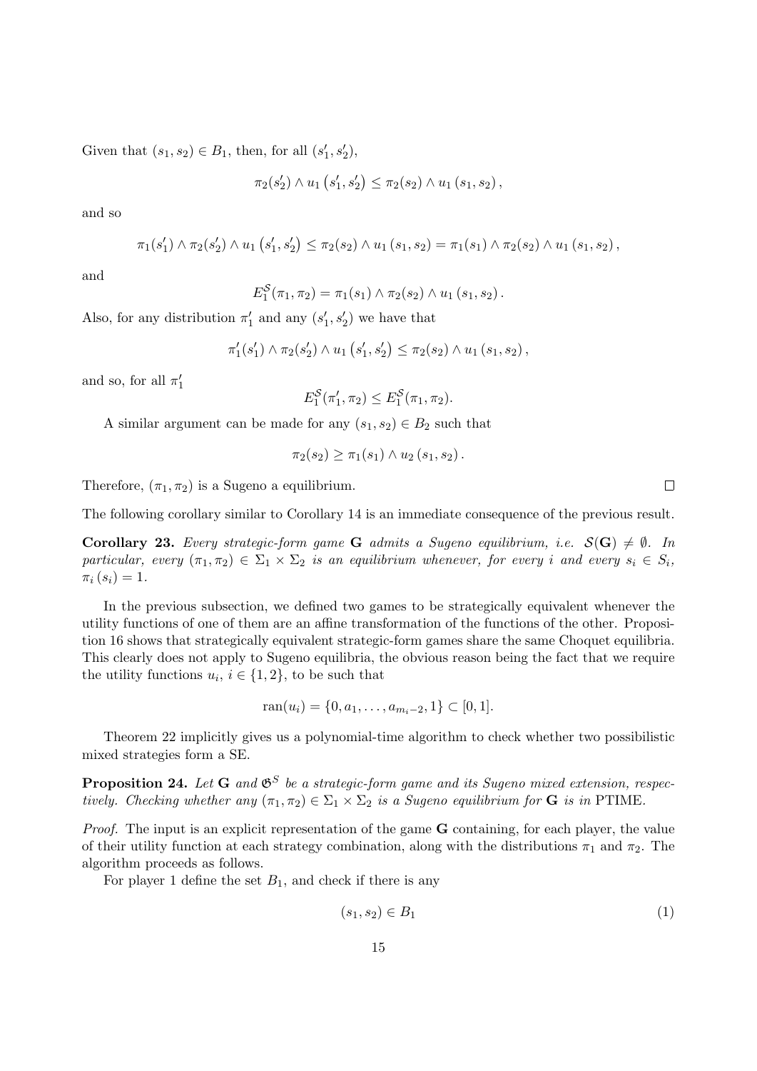Given that $(s_1, s_2) \in B_1$, then, for all $(s'_1, s'_2)$,

$$\pi_2(s'_2) \wedge u_1\left(s'_1, s'_2\right) \leq \pi_2(s_2) \wedge u_1\left(s_1, s_2\right),$$

and so

$$\pi_1(s'_1) \wedge \pi_2(s'_2) \wedge u_1\left(s'_1, s'_2\right) \leq \pi_2(s_2) \wedge u_1\left(s_1, s_2\right) = \pi_1(s_1) \wedge \pi_2(s_2) \wedge u_1\left(s_1, s_2\right),$$

and

$$E_1^{\mathcal{S}}(\pi_1, \pi_2) = \pi_1(s_1) \wedge \pi_2(s_2) \wedge u_1\left(s_1, s_2\right).$$

Also, for any distribution $\pi'_1$ and any $(s'_1, s'_2)$ we have that

$$\pi'_1(s'_1) \wedge \pi_2(s'_2) \wedge u_1\left(s'_1, s'_2\right) \leq \pi_2(s_2) \wedge u_1\left(s_1, s_2\right),$$

and so, for all $\pi'_1$

$$E_1^{\mathcal{S}}(\pi'_1, \pi_2) \leq E_1^{\mathcal{S}}(\pi_1, \pi_2).$$

A similar argument can be made for any $(s_1, s_2) \in B_2$ such that

$$\pi_2(s_2) \geq \pi_1(s_1) \wedge u_2\left(s_1, s_2\right).$$

Therefore, $(\pi_1, \pi_2)$ is a Sugeno a equilibrium. $\square$

The following corollary similar to Corollary 14 is an immediate consequence of the previous result.

**Corollary 23.** *Every strategic-form game* $\mathbf{G}$ *admits a Sugeno equilibrium, i.e.* $\mathcal{S}(\mathbf{G}) \neq \emptyset$*. In particular, every* $(\pi_1, \pi_2) \in \Sigma_1 \times \Sigma_2$ *is an equilibrium whenever, for every* $i$ *and every* $s_i \in S_i$*,* $\pi_i(s_i) = 1$*.*

In the previous subsection, we defined two games to be strategically equivalent whenever the utility functions of one of them are an affine transformation of the functions of the other. Proposition 16 shows that strategically equivalent strategic-form games share the same Choquet equilibria. This clearly does not apply to Sugeno equilibria, the obvious reason being the fact that we require the utility functions $u_i$, $i \in \{1, 2\}$, to be such that

$$\operatorname{ran}(u_i) = \{0, a_1, \ldots, a_{m_i-2}, 1\} \subset [0, 1].$$

Theorem 22 implicitly gives us a polynomial-time algorithm to check whether two possibilistic mixed strategies form a SE.

**Proposition 24.** *Let* $\mathbf{G}$ *and* $\mathfrak{G}^S$ *be a strategic-form game and its Sugeno mixed extension, respectively. Checking whether any* $(\pi_1, \pi_2) \in \Sigma_1 \times \Sigma_2$ *is a Sugeno equilibrium for* $\mathbf{G}$ *is in* PTIME*.*

*Proof.* The input is an explicit representation of the game $\mathbf{G}$ containing, for each player, the value of their utility function at each strategy combination, along with the distributions $\pi_1$ and $\pi_2$. The algorithm proceeds as follows.

For player 1 define the set $B_1$, and check if there is any

$$(s_1, s_2) \in B_1 \tag{1}$$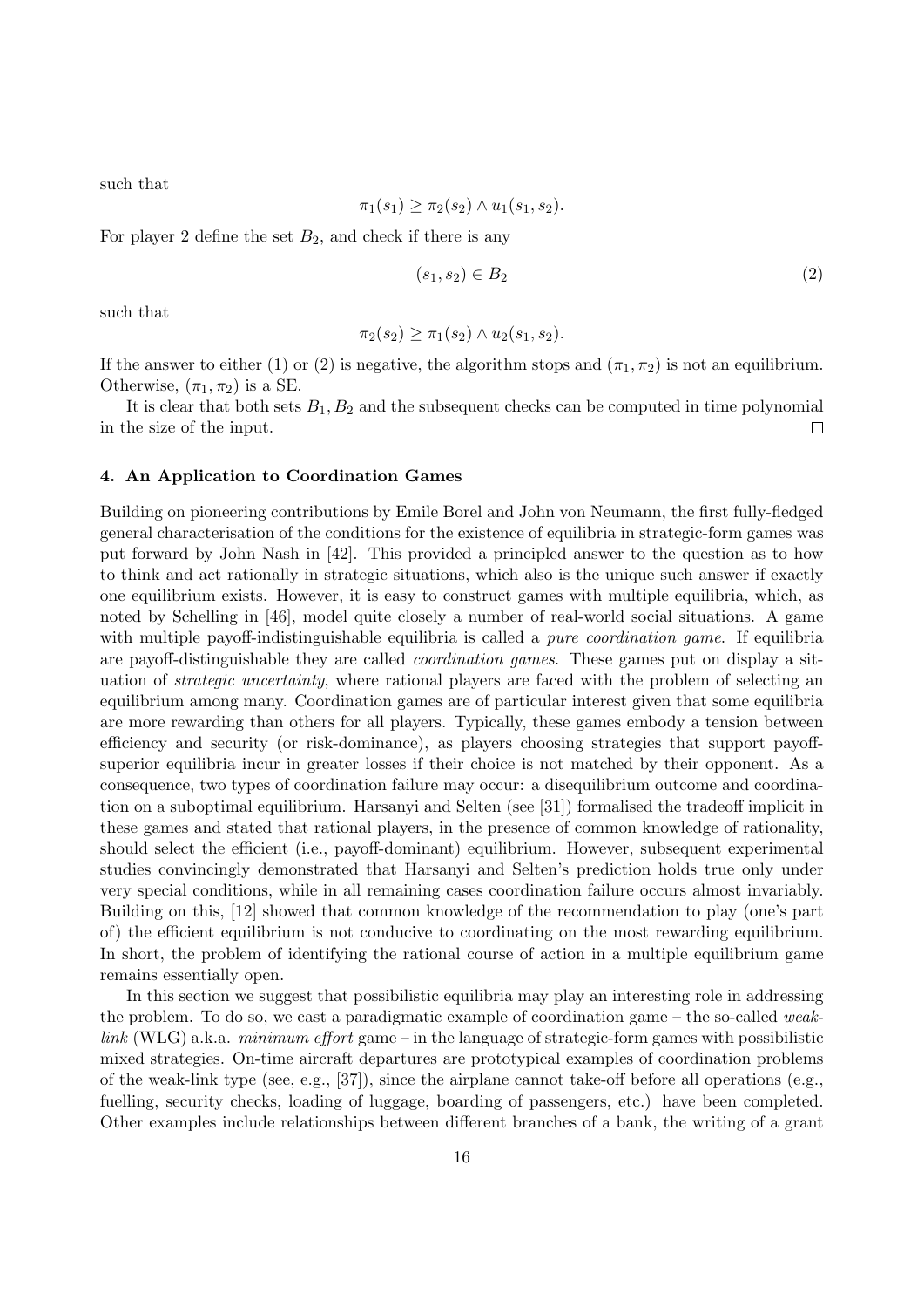such that

$$\pi_1(s_1) \geq \pi_2(s_2) \wedge u_1(s_1, s_2).$$

For player 2 define the set $B_2$, and check if there is any

$$(s_1, s_2) \in B_2 \tag{2}$$

such that

$$\pi_2(s_2) \geq \pi_1(s_2) \wedge u_2(s_1, s_2).$$

If the answer to either (1) or (2) is negative, the algorithm stops and $(\pi_1, \pi_2)$ is not an equilibrium. Otherwise, $(\pi_1, \pi_2)$ is a SE.

It is clear that both sets $B_1, B_2$ and the subsequent checks can be computed in time polynomial in the size of the input. □

## 4. An Application to Coordination Games

Building on pioneering contributions by Emile Borel and John von Neumann, the first fully-fledged general characterisation of the conditions for the existence of equilibria in strategic-form games was put forward by John Nash in [42]. This provided a principled answer to the question as to how to think and act rationally in strategic situations, which also is the unique such answer if exactly one equilibrium exists. However, it is easy to construct games with multiple equilibria, which, as noted by Schelling in [46], model quite closely a number of real-world social situations. A game with multiple payoff-indistinguishable equilibria is called a *pure coordination game*. If equilibria are payoff-distinguishable they are called *coordination games*. These games put on display a situation of *strategic uncertainty*, where rational players are faced with the problem of selecting an equilibrium among many. Coordination games are of particular interest given that some equilibria are more rewarding than others for all players. Typically, these games embody a tension between efficiency and security (or risk-dominance), as players choosing strategies that support payoff-superior equilibria incur in greater losses if their choice is not matched by their opponent. As a consequence, two types of coordination failure may occur: a disequilibrium outcome and coordination on a suboptimal equilibrium. Harsanyi and Selten (see [31]) formalised the tradeoff implicit in these games and stated that rational players, in the presence of common knowledge of rationality, should select the efficient (i.e., payoff-dominant) equilibrium. However, subsequent experimental studies convincingly demonstrated that Harsanyi and Selten's prediction holds true only under very special conditions, while in all remaining cases coordination failure occurs almost invariably. Building on this, [12] showed that common knowledge of the recommendation to play (one's part of) the efficient equilibrium is not conducive to coordinating on the most rewarding equilibrium. In short, the problem of identifying the rational course of action in a multiple equilibrium game remains essentially open.

In this section we suggest that possibilistic equilibria may play an interesting role in addressing the problem. To do so, we cast a paradigmatic example of coordination game – the so-called *weak-link* (WLG) a.k.a. *minimum effort* game – in the language of strategic-form games with possibilistic mixed strategies. On-time aircraft departures are prototypical examples of coordination problems of the weak-link type (see, e.g., [37]), since the airplane cannot take-off before all operations (e.g., fuelling, security checks, loading of luggage, boarding of passengers, etc.) have been completed. Other examples include relationships between different branches of a bank, the writing of a grant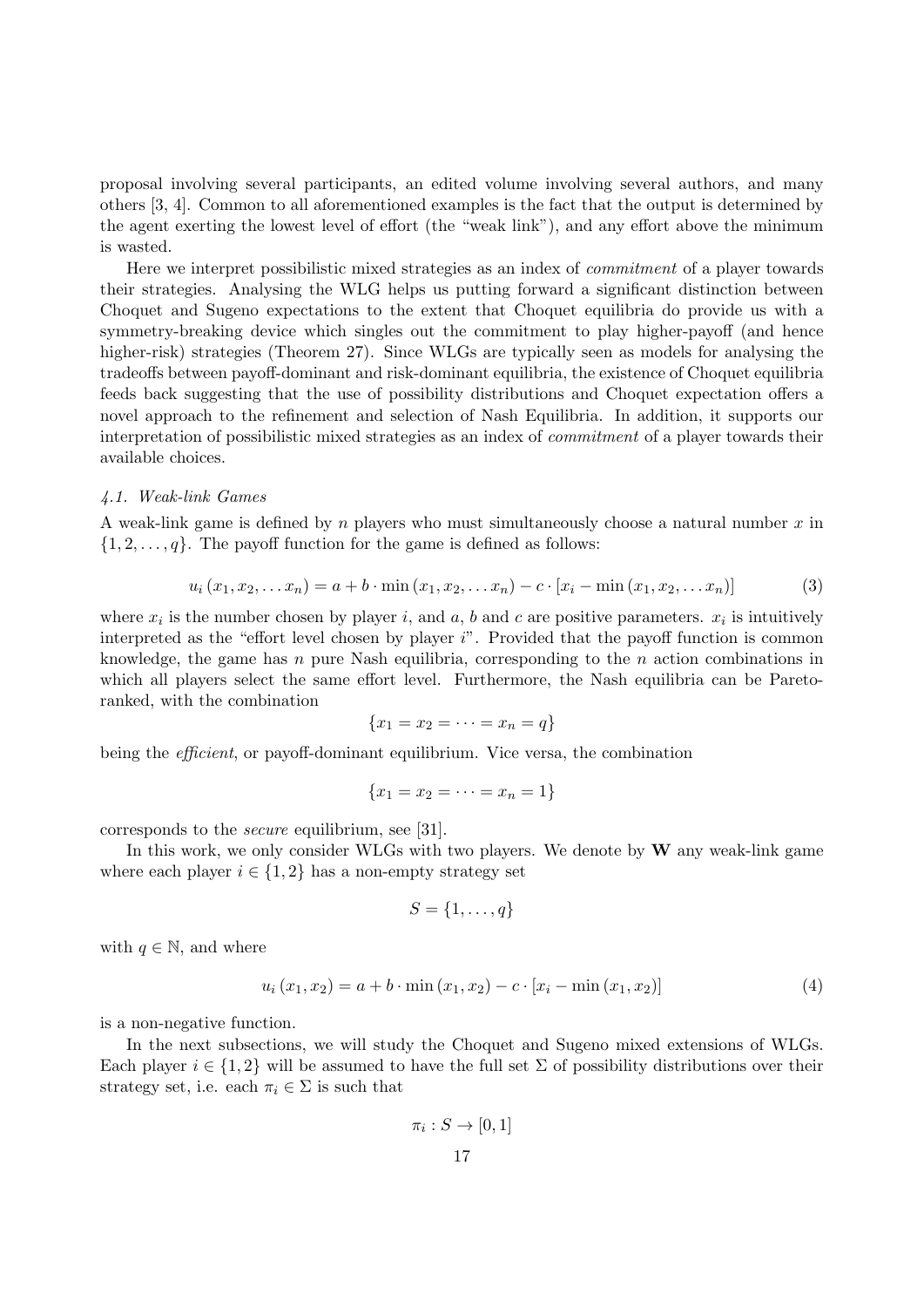proposal involving several participants, an edited volume involving several authors, and many others [3, 4]. Common to all aforementioned examples is the fact that the output is determined by the agent exerting the lowest level of effort (the "weak link"), and any effort above the minimum is wasted.

Here we interpret possibilistic mixed strategies as an index of *commitment* of a player towards their strategies. Analysing the WLG helps us putting forward a significant distinction between Choquet and Sugeno expectations to the extent that Choquet equilibria do provide us with a symmetry-breaking device which singles out the commitment to play higher-payoff (and hence higher-risk) strategies (Theorem 27). Since WLGs are typically seen as models for analysing the tradeoffs between payoff-dominant and risk-dominant equilibria, the existence of Choquet equilibria feeds back suggesting that the use of possibility distributions and Choquet expectation offers a novel approach to the refinement and selection of Nash Equilibria. In addition, it supports our interpretation of possibilistic mixed strategies as an index of *commitment* of a player towards their available choices.

### *4.1. Weak-link Games*

A weak-link game is defined by $n$ players who must simultaneously choose a natural number $x$ in $\{1, 2, \dots, q\}$. The payoff function for the game is defined as follows:

$$u_i(x_1, x_2, \dots x_n) = a + b \cdot \min(x_1, x_2, \dots x_n) - c \cdot [x_i - \min(x_1, x_2, \dots x_n)] \tag{3}$$

where $x_i$ is the number chosen by player $i$, and $a$, $b$ and $c$ are positive parameters. $x_i$ is intuitively interpreted as the "effort level chosen by player $i$". Provided that the payoff function is common knowledge, the game has $n$ pure Nash equilibria, corresponding to the $n$ action combinations in which all players select the same effort level. Furthermore, the Nash equilibria can be Pareto-ranked, with the combination

$$\{x_1 = x_2 = \dots = x_n = q\}$$

being the *efficient*, or payoff-dominant equilibrium. Vice versa, the combination

$$\{x_1 = x_2 = \dots = x_n = 1\}$$

corresponds to the *secure* equilibrium, see [31].

In this work, we only consider WLGs with two players. We denote by $\mathbf{W}$ any weak-link game where each player $i \in \{1, 2\}$ has a non-empty strategy set

$$S = \{1, \dots, q\}$$

with $q \in \mathbb{N}$, and where

$$u_i(x_1, x_2) = a + b \cdot \min(x_1, x_2) - c \cdot [x_i - \min(x_1, x_2)] \tag{4}$$

is a non-negative function.

In the next subsections, we will study the Choquet and Sugeno mixed extensions of WLGs. Each player $i \in \{1, 2\}$ will be assumed to have the full set $\Sigma$ of possibility distributions over their strategy set, i.e. each $\pi_i \in \Sigma$ is such that

$$\pi_i : S \to [0, 1]$$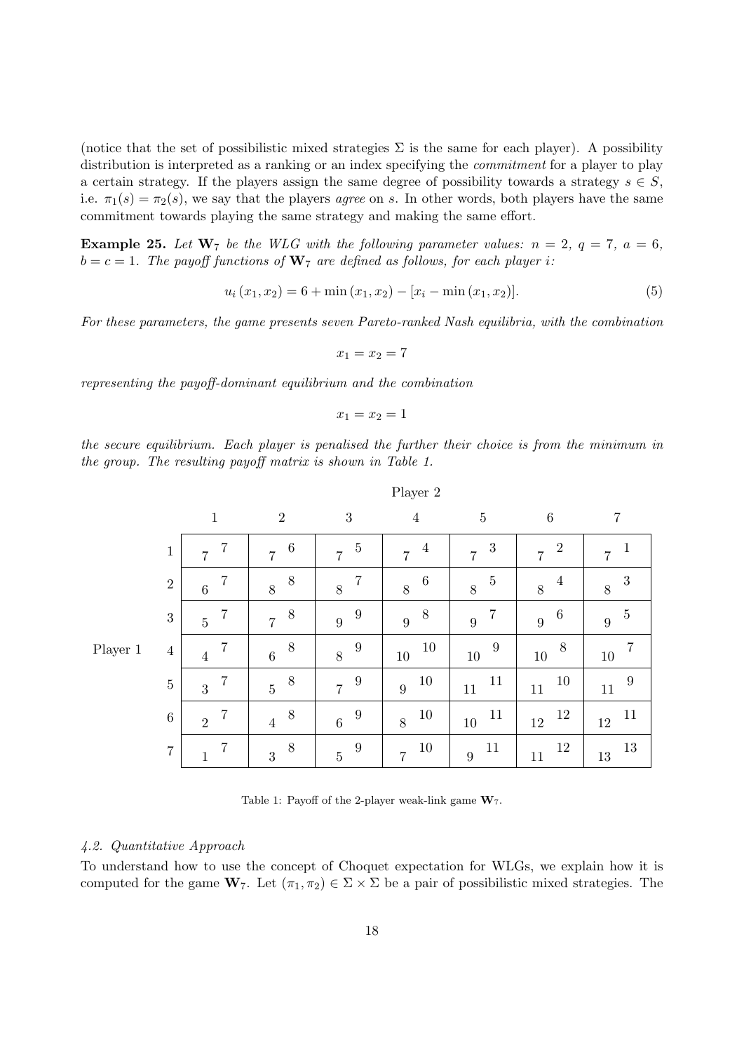(notice that the set of possibilistic mixed strategies $\Sigma$ is the same for each player). A possibility distribution is interpreted as a ranking or an index specifying the *commitment* for a player to play a certain strategy. If the players assign the same degree of possibility towards a strategy $s \in S$, i.e. $\pi_1(s) = \pi_2(s)$, we say that the players *agree* on $s$. In other words, both players have the same commitment towards playing the same strategy and making the same effort.

**Example 25.** *Let $\mathbf{W}_7$ be the WLG with the following parameter values: $n = 2$, $q = 7$, $a = 6$, $b = c = 1$. The payoff functions of $\mathbf{W}_7$ are defined as follows, for each player $i$:*

$$u_i(x_1, x_2) = 6 + \min(x_1, x_2) - [x_i - \min(x_1, x_2)]. \tag{5}$$

*For these parameters, the game presents seven Pareto-ranked Nash equilibria, with the combination*

$$x_1 = x_2 = 7$$

*representing the payoff-dominant equilibrium and the combination*

$$x_1 = x_2 = 1$$

*the secure equilibrium. Each player is penalised the further their choice is from the minimum in the group. The resulting payoff matrix is shown in Table 1.*

| Player 1 \ Player 2 | 1 | 2 | 3 | 4 | 5 | 6 | 7 |
|---|---|---|---|---|---|---|---|
| 1 | 7, 7 | 7, 6 | 7, 5 | 7, 4 | 7, 3 | 7, 2 | 7, 1 |
| 2 | 6, 7 | 8, 8 | 8, 7 | 8, 6 | 8, 5 | 8, 4 | 8, 3 |
| 3 | 5, 7 | 7, 8 | 9, 9 | 9, 8 | 9, 7 | 9, 6 | 9, 5 |
| 4 | 4, 7 | 6, 8 | 8, 9 | 10, 10 | 10, 9 | 10, 8 | 10, 7 |
| 5 | 3, 7 | 5, 8 | 7, 9 | 9, 10 | 11, 11 | 11, 10 | 11, 9 |
| 6 | 2, 7 | 4, 8 | 6, 9 | 8, 10 | 10, 11 | 12, 12 | 12, 11 |
| 7 | 1, 7 | 3, 8 | 5, 9 | 7, 10 | 9, 11 | 11, 12 | 13, 13 |

Table 1: Payoff of the 2-player weak-link game $\mathbf{W}_7$.

*4.2. Quantitative Approach*

To understand how to use the concept of Choquet expectation for WLGs, we explain how it is computed for the game $\mathbf{W}_7$. Let $(\pi_1, \pi_2) \in \Sigma \times \Sigma$ be a pair of possibilistic mixed strategies. The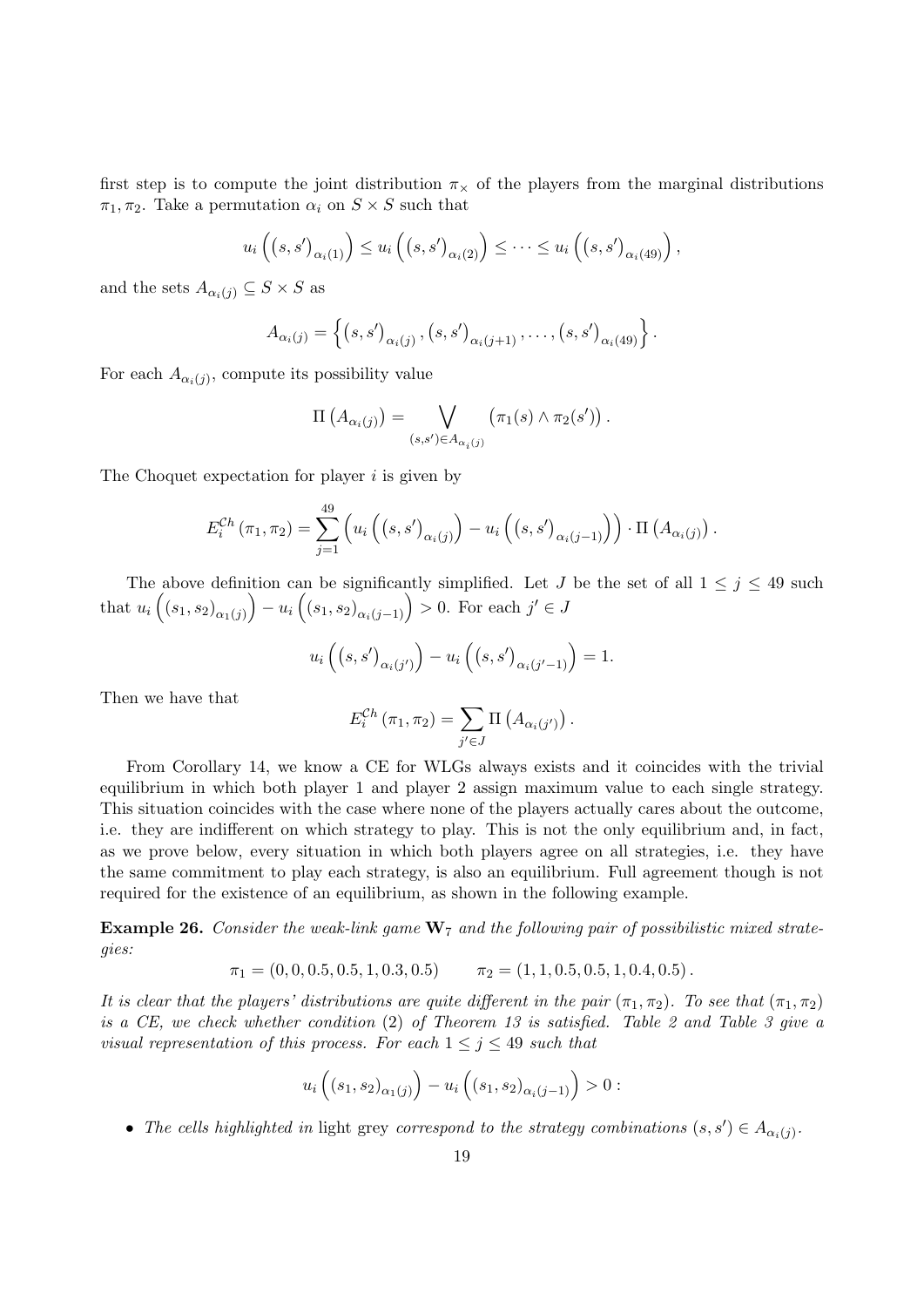first step is to compute the joint distribution $\pi_\times$ of the players from the marginal distributions $\pi_1, \pi_2$. Take a permutation $\alpha_i$ on $S \times S$ such that

$$u_i\left(\left(s, s'\right)_{\alpha_i(1)}\right) \leq u_i\left(\left(s, s'\right)_{\alpha_i(2)}\right) \leq \cdots \leq u_i\left(\left(s, s'\right)_{\alpha_i(49)}\right),$$

and the sets $A_{\alpha_i(j)} \subseteq S \times S$ as

$$A_{\alpha_i(j)} = \left\{\left(s, s'\right)_{\alpha_i(j)}, \left(s, s'\right)_{\alpha_i(j+1)}, \ldots, \left(s, s'\right)_{\alpha_i(49)}\right\}.$$

For each $A_{\alpha_i(j)}$, compute its possibility value

$$\Pi\left(A_{\alpha_i(j)}\right) = \bigvee_{(s,s') \in A_{\alpha_i(j)}} \left(\pi_1(s) \wedge \pi_2(s')\right).$$

The Choquet expectation for player $i$ is given by

$$E_i^{\mathcal{C}h}\left(\pi_1, \pi_2\right) = \sum_{j=1}^{49} \left(u_i\left(\left(s, s'\right)_{\alpha_i(j)}\right) - u_i\left(\left(s, s'\right)_{\alpha_i(j-1)}\right)\right) \cdot \Pi\left(A_{\alpha_i(j)}\right).$$

The above definition can be significantly simplified. Let $J$ be the set of all $1 \leq j \leq 49$ such that $u_i\left(\left(s_1, s_2\right)_{\alpha_1(j)}\right) - u_i\left(\left(s_1, s_2\right)_{\alpha_i(j-1)}\right) > 0$. For each $j' \in J$

$$u_i\left(\left(s, s'\right)_{\alpha_i(j')}\right) - u_i\left(\left(s, s'\right)_{\alpha_i(j'-1)}\right) = 1.$$

Then we have that

$$E_i^{\mathcal{C}h}\left(\pi_1, \pi_2\right) = \sum_{j' \in J} \Pi\left(A_{\alpha_i(j')}\right).$$

From Corollary 14, we know a CE for WLGs always exists and it coincides with the trivial equilibrium in which both player 1 and player 2 assign maximum value to each single strategy. This situation coincides with the case where none of the players actually cares about the outcome, i.e. they are indifferent on which strategy to play. This is not the only equilibrium and, in fact, as we prove below, every situation in which both players agree on all strategies, i.e. they have the same commitment to play each strategy, is also an equilibrium. Full agreement though is not required for the existence of an equilibrium, as shown in the following example.

**Example 26.** *Consider the weak-link game* $\mathbf{W}_7$ *and the following pair of possibilistic mixed strategies:*

$$\pi_1 = (0, 0, 0.5, 0.5, 1, 0.3, 0.5) \qquad \pi_2 = (1, 1, 0.5, 0.5, 1, 0.4, 0.5).$$

*It is clear that the players' distributions are quite different in the pair* $(\pi_1, \pi_2)$. *To see that* $(\pi_1, \pi_2)$ *is a CE, we check whether condition* (2) *of Theorem 13 is satisfied. Table 2 and Table 3 give a visual representation of this process. For each* $1 \leq j \leq 49$ *such that*

$$u_i\left(\left(s_1, s_2\right)_{\alpha_1(j)}\right) - u_i\left(\left(s_1, s_2\right)_{\alpha_i(j-1)}\right) > 0:$$

- *The cells highlighted in* light grey *correspond to the strategy combinations* $(s, s') \in A_{\alpha_i(j)}$.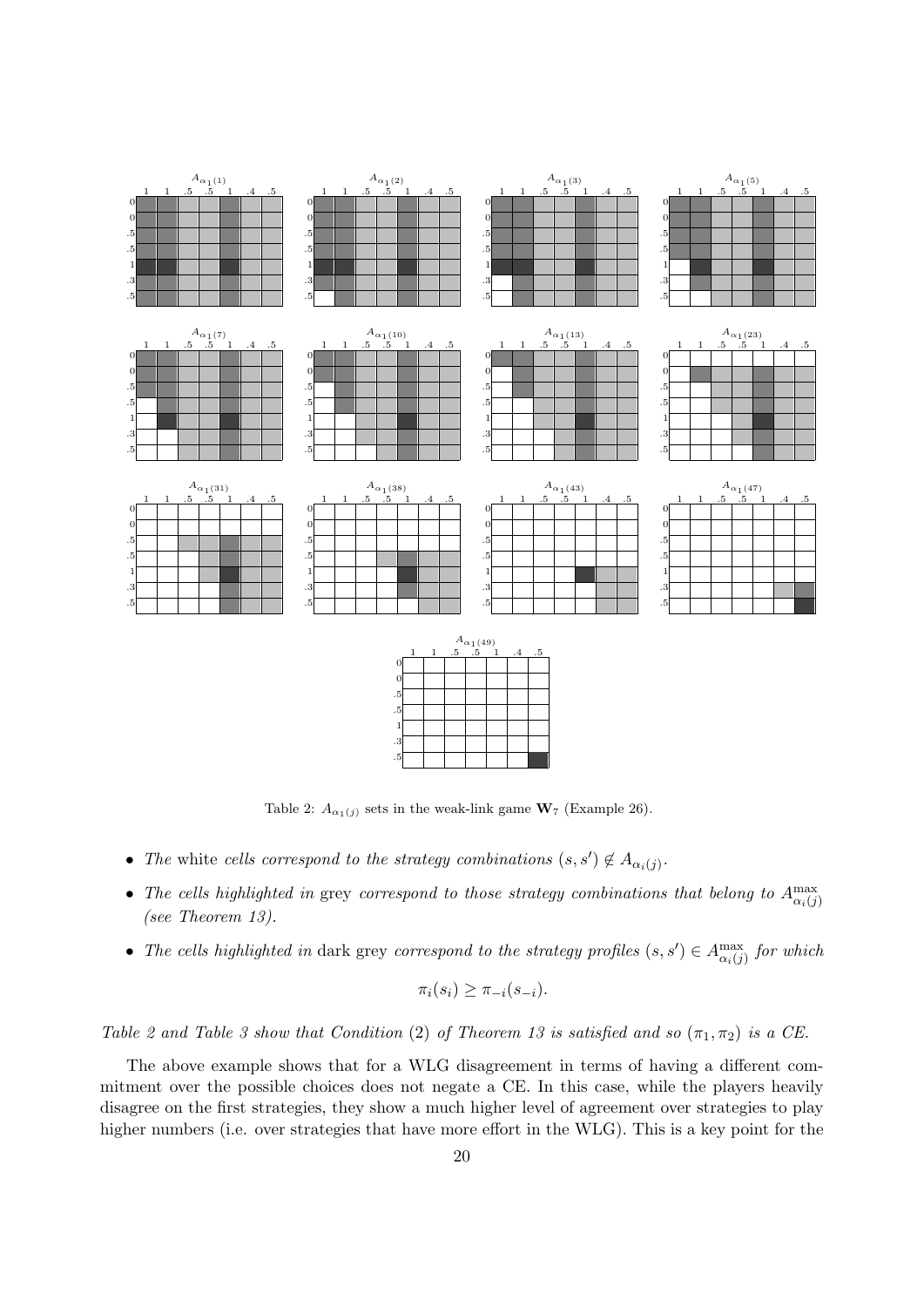Table 2: $A_{\alpha_1(j)}$ sets in the weak-link game $\mathbf{W}_7$ (Example 26).

- *The* white *cells correspond to the strategy combinations* $(s, s') \notin A_{\alpha_i(j)}$.
- *The cells highlighted in* grey *correspond to those strategy combinations that belong to* $A^{\max}_{\alpha_i(j)}$ *(see Theorem 13).*
- *The cells highlighted in* dark grey *correspond to the strategy profiles* $(s, s') \in A^{\max}_{\alpha_i(j)}$ *for which*

$$\pi_i(s_i) \geq \pi_{-i}(s_{-i}).$$

*Table 2 and Table 3 show that Condition* (2) *of Theorem 13 is satisfied and so* $(\pi_1, \pi_2)$ *is a CE.*

The above example shows that for a WLG disagreement in terms of having a different commitment over the possible choices does not negate a CE. In this case, while the players heavily disagree on the first strategies, they show a much higher level of agreement over strategies to play higher numbers (i.e. over strategies that have more effort in the WLG). This is a key point for the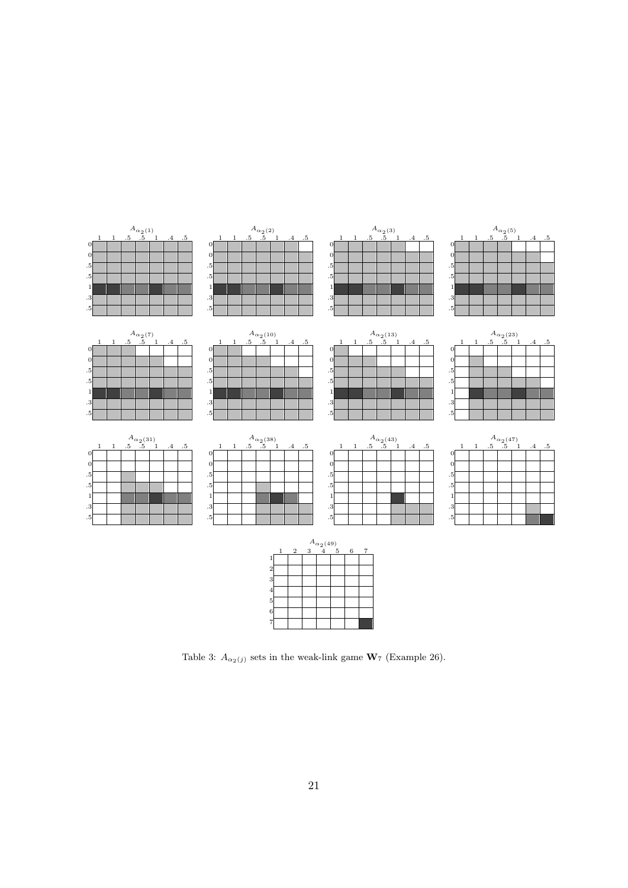Table 3: $A_{\alpha_2(j)}$ sets in the weak-link game $\mathbf{W}_7$ (Example 26).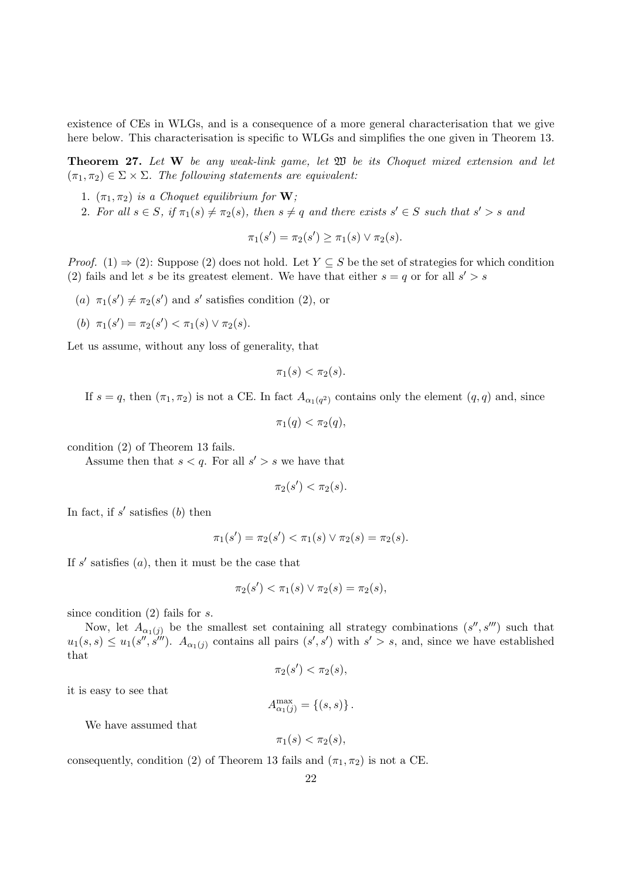existence of CEs in WLGs, and is a consequence of a more general characterisation that we give here below. This characterisation is specific to WLGs and simplifies the one given in Theorem 13.

**Theorem 27.** *Let* $\mathbf{W}$ *be any weak-link game, let* $\mathfrak{W}$ *be its Choquet mixed extension and let* $(\pi_1, \pi_2) \in \Sigma \times \Sigma$*. The following statements are equivalent:*

1. $(\pi_1, \pi_2)$ *is a Choquet equilibrium for* $\mathbf{W}$*;*
2. *For all* $s \in S$*, if* $\pi_1(s) \neq \pi_2(s)$*, then* $s \neq q$ *and there exists* $s' \in S$ *such that* $s' > s$ *and*

$$\pi_1(s') = \pi_2(s') \geq \pi_1(s) \vee \pi_2(s).$$

*Proof.* (1) $\Rightarrow$ (2): Suppose (2) does not hold. Let $Y \subseteq S$ be the set of strategies for which condition (2) fails and let $s$ be its greatest element. We have that either $s = q$ or for all $s' > s$

(*a*) $\pi_1(s') \neq \pi_2(s')$ and $s'$ satisfies condition (2), or

(*b*) $\pi_1(s') = \pi_2(s') < \pi_1(s) \vee \pi_2(s)$.

Let us assume, without any loss of generality, that

$$\pi_1(s) < \pi_2(s).$$

If $s = q$, then $(\pi_1, \pi_2)$ is not a CE. In fact $A_{\alpha_1(q^2)}$ contains only the element $(q, q)$ and, since

$$\pi_1(q) < \pi_2(q),$$

condition (2) of Theorem 13 fails.

Assume then that $s < q$. For all $s' > s$ we have that

$$\pi_2(s') < \pi_2(s).$$

In fact, if $s'$ satisfies (*b*) then

$$\pi_1(s') = \pi_2(s') < \pi_1(s) \vee \pi_2(s) = \pi_2(s).$$

If $s'$ satisfies (*a*), then it must be the case that

$$\pi_2(s') < \pi_1(s) \vee \pi_2(s) = \pi_2(s),$$

since condition (2) fails for $s$.

Now, let $A_{\alpha_1(j)}$ be the smallest set containing all strategy combinations $(s'', s''')$ such that $u_1(s, s) \leq u_1(s'', s''')$. $A_{\alpha_1(j)}$ contains all pairs $(s', s')$ with $s' > s$, and, since we have established that

$$\pi_2(s') < \pi_2(s),$$

it is easy to see that

$$A^{\max}_{\alpha_1(j)} = \{(s, s)\}.$$

We have assumed that

$$\pi_1(s) < \pi_2(s),$$

consequently, condition (2) of Theorem 13 fails and $(\pi_1, \pi_2)$ is not a CE.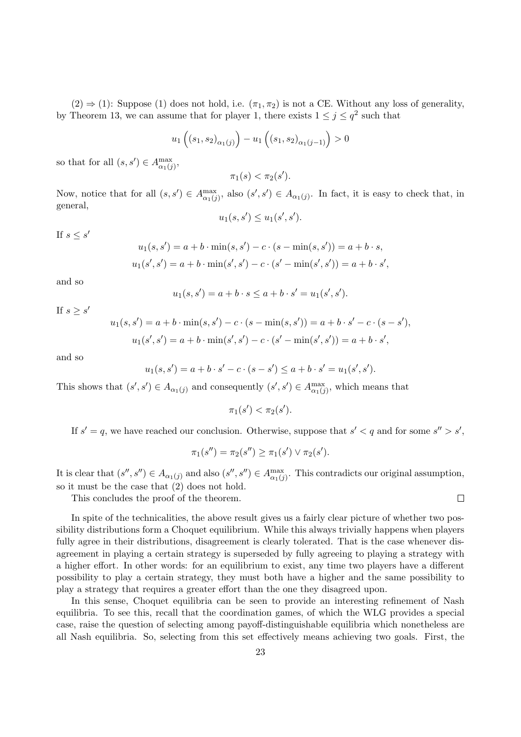(2) $\Rightarrow$ (1): Suppose (1) does not hold, i.e. $(\pi_1, \pi_2)$ is not a CE. Without any loss of generality, by Theorem 13, we can assume that for player 1, there exists $1 \leq j \leq q^2$ such that

$$u_1\left((s_1, s_2)_{\alpha_1(j)}\right) - u_1\left((s_1, s_2)_{\alpha_1(j-1)}\right) > 0$$

so that for all $(s, s') \in A^{\max}_{\alpha_1(j)}$,

$$\pi_1(s) < \pi_2(s').$$

Now, notice that for all $(s, s') \in A^{\max}_{\alpha_1(j)}$, also $(s', s') \in A_{\alpha_1(j)}$. In fact, it is easy to check that, in general,

$$u_1(s, s') \leq u_1(s', s').$$

If $s \leq s'$

$$u_1(s, s') = a + b \cdot \min(s, s') - c \cdot (s - \min(s, s')) = a + b \cdot s,$$

$$u_1(s', s') = a + b \cdot \min(s', s') - c \cdot (s' - \min(s', s')) = a + b \cdot s',$$

and so

$$u_1(s, s') = a + b \cdot s \leq a + b \cdot s' = u_1(s', s').$$

If $s \geq s'$

$$u_1(s, s') = a + b \cdot \min(s, s') - c \cdot (s - \min(s, s')) = a + b \cdot s' - c \cdot (s - s'),$$

$$u_1(s', s') = a + b \cdot \min(s', s') - c \cdot (s' - \min(s', s')) = a + b \cdot s',$$

and so

$$u_1(s, s') = a + b \cdot s' - c \cdot (s - s') \leq a + b \cdot s' = u_1(s', s').$$

This shows that $(s', s') \in A_{\alpha_1(j)}$ and consequently $(s', s') \in A^{\max}_{\alpha_1(j)}$, which means that

$$\pi_1(s') < \pi_2(s').$$

If $s' = q$, we have reached our conclusion. Otherwise, suppose that $s' < q$ and for some $s'' > s'$,

$$\pi_1(s'') = \pi_2(s'') \geq \pi_1(s') \vee \pi_2(s').$$

It is clear that $(s'', s'') \in A_{\alpha_1(j)}$ and also $(s'', s'') \in A^{\max}_{\alpha_1(j)}$. This contradicts our original assumption, so it must be the case that (2) does not hold.

This concludes the proof of the theorem. $\square$

In spite of the technicalities, the above result gives us a fairly clear picture of whether two possibility distributions form a Choquet equilibrium. While this always trivially happens when players fully agree in their distributions, disagreement is clearly tolerated. That is the case whenever disagreement in playing a certain strategy is superseded by fully agreeing to playing a strategy with a higher effort. In other words: for an equilibrium to exist, any time two players have a different possibility to play a certain strategy, they must both have a higher and the same possibility to play a strategy that requires a greater effort than the one they disagreed upon.

In this sense, Choquet equilibria can be seen to provide an interesting refinement of Nash equilibria. To see this, recall that the coordination games, of which the WLG provides a special case, raise the question of selecting among payoff-distinguishable equilibria which nonetheless are all Nash equilibria. So, selecting from this set effectively means achieving two goals. First, the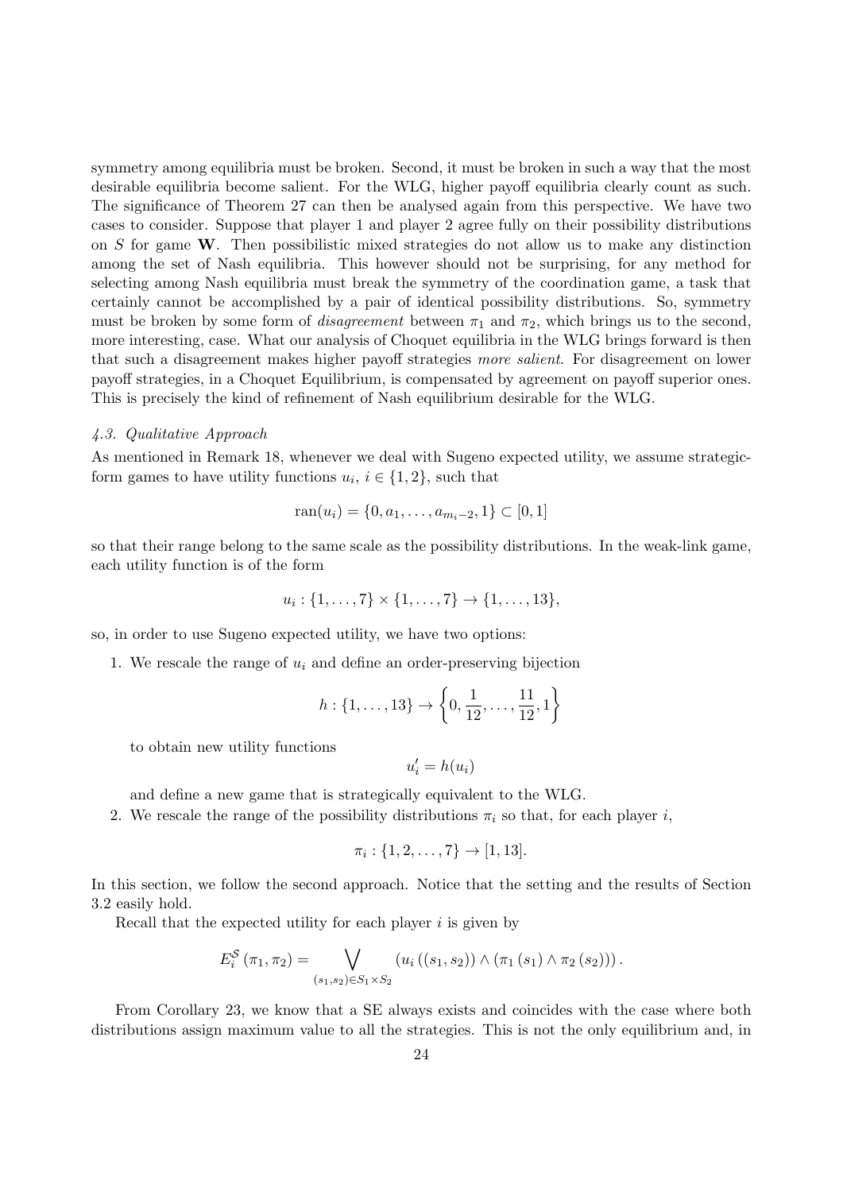symmetry among equilibria must be broken. Second, it must be broken in such a way that the most desirable equilibria become salient. For the WLG, higher payoff equilibria clearly count as such. The significance of Theorem 27 can then be analysed again from this perspective. We have two cases to consider. Suppose that player 1 and player 2 agree fully on their possibility distributions on $S$ for game $\mathbf{W}$. Then possibilistic mixed strategies do not allow us to make any distinction among the set of Nash equilibria. This however should not be surprising, for any method for selecting among Nash equilibria must break the symmetry of the coordination game, a task that certainly cannot be accomplished by a pair of identical possibility distributions. So, symmetry must be broken by some form of *disagreement* between $\pi_1$ and $\pi_2$, which brings us to the second, more interesting, case. What our analysis of Choquet equilibria in the WLG brings forward is then that such a disagreement makes higher payoff strategies *more salient*. For disagreement on lower payoff strategies, in a Choquet Equilibrium, is compensated by agreement on payoff superior ones. This is precisely the kind of refinement of Nash equilibrium desirable for the WLG.

### *4.3. Qualitative Approach*

As mentioned in Remark 18, whenever we deal with Sugeno expected utility, we assume strategic-form games to have utility functions $u_i$, $i \in \{1, 2\}$, such that

$$\mathrm{ran}(u_i) = \{0, a_1, \ldots, a_{m_i-2}, 1\} \subset [0, 1]$$

so that their range belong to the same scale as the possibility distributions. In the weak-link game, each utility function is of the form

$$u_i : \{1, \ldots, 7\} \times \{1, \ldots, 7\} \to \{1, \ldots, 13\},$$

so, in order to use Sugeno expected utility, we have two options:

1. We rescale the range of $u_i$ and define an order-preserving bijection

$$h : \{1, \ldots, 13\} \to \left\{0, \frac{1}{12}, \ldots, \frac{11}{12}, 1\right\}$$

   to obtain new utility functions

$$u_i' = h(u_i)$$

   and define a new game that is strategically equivalent to the WLG.

2. We rescale the range of the possibility distributions $\pi_i$ so that, for each player $i$,

$$\pi_i : \{1, 2, \ldots, 7\} \to [1, 13].$$

In this section, we follow the second approach. Notice that the setting and the results of Section 3.2 easily hold.

Recall that the expected utility for each player $i$ is given by

$$E_i^{\mathcal{S}}(\pi_1, \pi_2) = \bigvee_{(s_1, s_2) \in S_1 \times S_2} \left(u_i\left((s_1, s_2)\right) \wedge \left(\pi_1(s_1) \wedge \pi_2(s_2)\right)\right).$$

From Corollary 23, we know that a SE always exists and coincides with the case where both distributions assign maximum value to all the strategies. This is not the only equilibrium and, in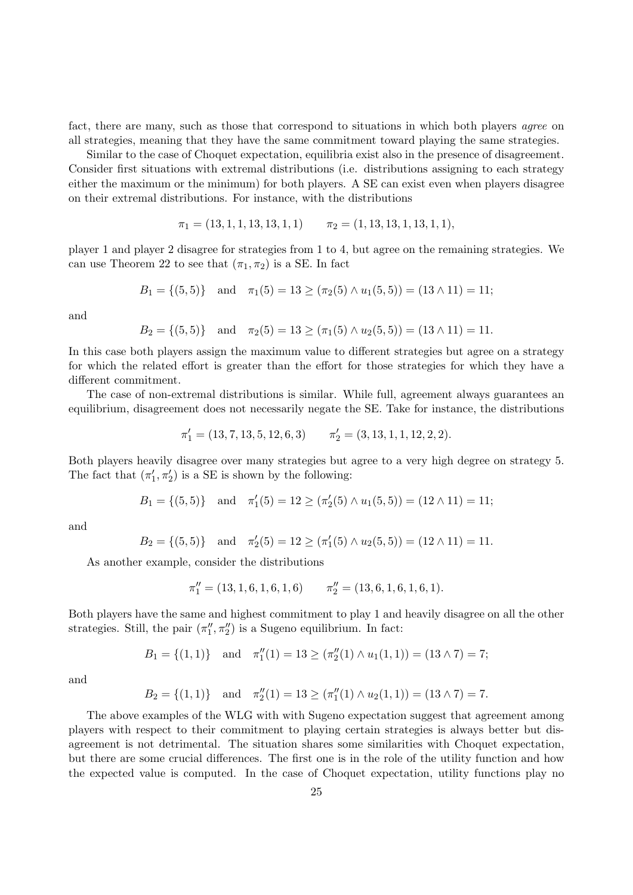fact, there are many, such as those that correspond to situations in which both players *agree* on all strategies, meaning that they have the same commitment toward playing the same strategies.

Similar to the case of Choquet expectation, equilibria exist also in the presence of disagreement. Consider first situations with extremal distributions (i.e. distributions assigning to each strategy either the maximum or the minimum) for both players. A SE can exist even when players disagree on their extremal distributions. For instance, with the distributions

$$\pi_1 = (13, 1, 1, 13, 13, 1, 1) \qquad \pi_2 = (1, 13, 13, 1, 13, 1, 1),$$

player 1 and player 2 disagree for strategies from 1 to 4, but agree on the remaining strategies. We can use Theorem 22 to see that $(\pi_1, \pi_2)$ is a SE. In fact

$$B_1 = \{(5,5)\} \quad \text{and} \quad \pi_1(5) = 13 \geq (\pi_2(5) \wedge u_1(5,5)) = (13 \wedge 11) = 11;$$

and

$$B_2 = \{(5,5)\} \quad \text{and} \quad \pi_2(5) = 13 \geq (\pi_1(5) \wedge u_2(5,5)) = (13 \wedge 11) = 11.$$

In this case both players assign the maximum value to different strategies but agree on a strategy for which the related effort is greater than the effort for those strategies for which they have a different commitment.

The case of non-extremal distributions is similar. While full, agreement always guarantees an equilibrium, disagreement does not necessarily negate the SE. Take for instance, the distributions

$$\pi_1' = (13, 7, 13, 5, 12, 6, 3) \qquad \pi_2' = (3, 13, 1, 1, 12, 2, 2).$$

Both players heavily disagree over many strategies but agree to a very high degree on strategy 5. The fact that $(\pi_1', \pi_2')$ is a SE is shown by the following:

$$B_1 = \{(5,5)\} \quad \text{and} \quad \pi_1'(5) = 12 \geq (\pi_2'(5) \wedge u_1(5,5)) = (12 \wedge 11) = 11;$$

and

$$B_2 = \{(5,5)\} \quad \text{and} \quad \pi_2'(5) = 12 \geq (\pi_1'(5) \wedge u_2(5,5)) = (12 \wedge 11) = 11.$$

As another example, consider the distributions

$$\pi_1'' = (13, 1, 6, 1, 6, 1, 6) \qquad \pi_2'' = (13, 6, 1, 6, 1, 6, 1).$$

Both players have the same and highest commitment to play 1 and heavily disagree on all the other strategies. Still, the pair $(\pi_1'', \pi_2'')$ is a Sugeno equilibrium. In fact:

$$B_1 = \{(1,1)\} \quad \text{and} \quad \pi_1''(1) = 13 \geq (\pi_2''(1) \wedge u_1(1,1)) = (13 \wedge 7) = 7;$$

and

$$B_2 = \{(1,1)\} \quad \text{and} \quad \pi_2''(1) = 13 \geq (\pi_1''(1) \wedge u_2(1,1)) = (13 \wedge 7) = 7.$$

The above examples of the WLG with with Sugeno expectation suggest that agreement among players with respect to their commitment to playing certain strategies is always better but disagreement is not detrimental. The situation shares some similarities with Choquet expectation, but there are some crucial differences. The first one is in the role of the utility function and how the expected value is computed. In the case of Choquet expectation, utility functions play no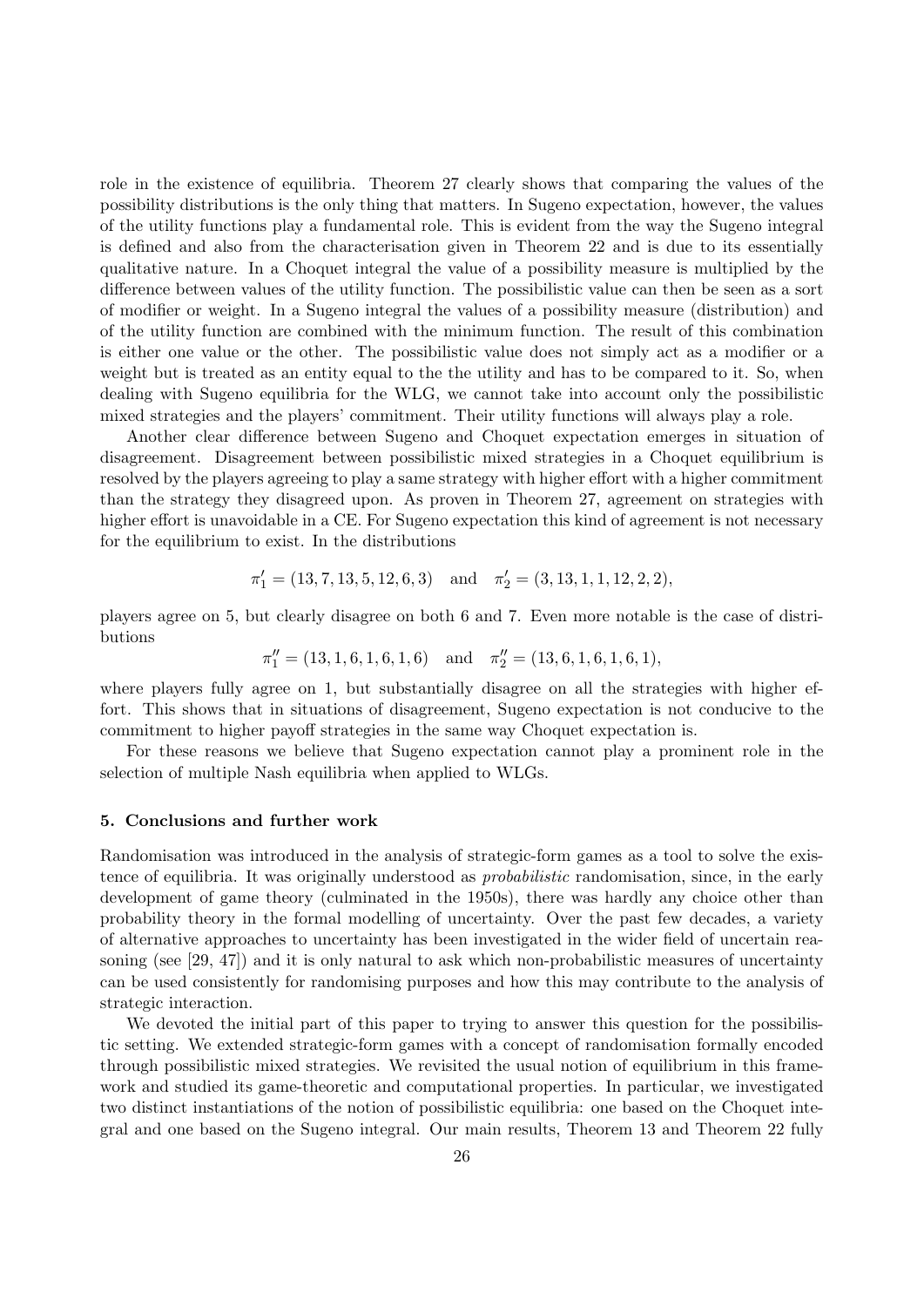role in the existence of equilibria. Theorem 27 clearly shows that comparing the values of the possibility distributions is the only thing that matters. In Sugeno expectation, however, the values of the utility functions play a fundamental role. This is evident from the way the Sugeno integral is defined and also from the characterisation given in Theorem 22 and is due to its essentially qualitative nature. In a Choquet integral the value of a possibility measure is multiplied by the difference between values of the utility function. The possibilistic value can then be seen as a sort of modifier or weight. In a Sugeno integral the values of a possibility measure (distribution) and of the utility function are combined with the minimum function. The result of this combination is either one value or the other. The possibilistic value does not simply act as a modifier or a weight but is treated as an entity equal to the the utility and has to be compared to it. So, when dealing with Sugeno equilibria for the WLG, we cannot take into account only the possibilistic mixed strategies and the players' commitment. Their utility functions will always play a role.

Another clear difference between Sugeno and Choquet expectation emerges in situation of disagreement. Disagreement between possibilistic mixed strategies in a Choquet equilibrium is resolved by the players agreeing to play a same strategy with higher effort with a higher commitment than the strategy they disagreed upon. As proven in Theorem 27, agreement on strategies with higher effort is unavoidable in a CE. For Sugeno expectation this kind of agreement is not necessary for the equilibrium to exist. In the distributions

$$\pi_1' = (13, 7, 13, 5, 12, 6, 3) \quad \text{and} \quad \pi_2' = (3, 13, 1, 1, 12, 2, 2),$$

players agree on 5, but clearly disagree on both 6 and 7. Even more notable is the case of distributions

$$\pi_1'' = (13, 1, 6, 1, 6, 1, 6) \quad \text{and} \quad \pi_2'' = (13, 6, 1, 6, 1, 6, 1),$$

where players fully agree on 1, but substantially disagree on all the strategies with higher effort. This shows that in situations of disagreement, Sugeno expectation is not conducive to the commitment to higher payoff strategies in the same way Choquet expectation is.

For these reasons we believe that Sugeno expectation cannot play a prominent role in the selection of multiple Nash equilibria when applied to WLGs.

## 5. Conclusions and further work

Randomisation was introduced in the analysis of strategic-form games as a tool to solve the existence of equilibria. It was originally understood as *probabilistic* randomisation, since, in the early development of game theory (culminated in the 1950s), there was hardly any choice other than probability theory in the formal modelling of uncertainty. Over the past few decades, a variety of alternative approaches to uncertainty has been investigated in the wider field of uncertain reasoning (see [29, 47]) and it is only natural to ask which non-probabilistic measures of uncertainty can be used consistently for randomising purposes and how this may contribute to the analysis of strategic interaction.

We devoted the initial part of this paper to trying to answer this question for the possibilistic setting. We extended strategic-form games with a concept of randomisation formally encoded through possibilistic mixed strategies. We revisited the usual notion of equilibrium in this framework and studied its game-theoretic and computational properties. In particular, we investigated two distinct instantiations of the notion of possibilistic equilibria: one based on the Choquet integral and one based on the Sugeno integral. Our main results, Theorem 13 and Theorem 22 fully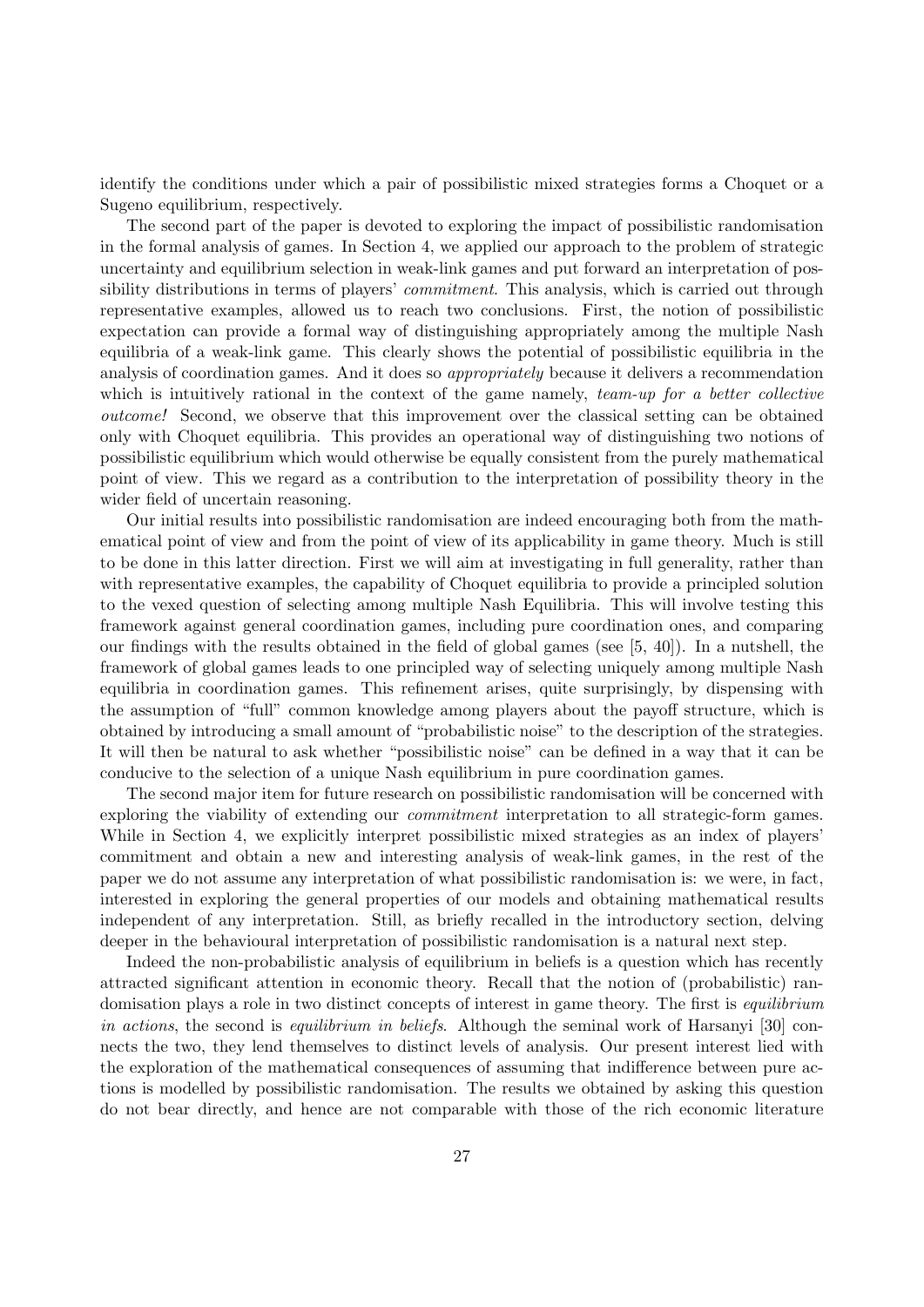identify the conditions under which a pair of possibilistic mixed strategies forms a Choquet or a Sugeno equilibrium, respectively.

The second part of the paper is devoted to exploring the impact of possibilistic randomisation in the formal analysis of games. In Section 4, we applied our approach to the problem of strategic uncertainty and equilibrium selection in weak-link games and put forward an interpretation of possibility distributions in terms of players' *commitment*. This analysis, which is carried out through representative examples, allowed us to reach two conclusions. First, the notion of possibilistic expectation can provide a formal way of distinguishing appropriately among the multiple Nash equilibria of a weak-link game. This clearly shows the potential of possibilistic equilibria in the analysis of coordination games. And it does so *appropriately* because it delivers a recommendation which is intuitively rational in the context of the game namely, *team-up for a better collective outcome!* Second, we observe that this improvement over the classical setting can be obtained only with Choquet equilibria. This provides an operational way of distinguishing two notions of possibilistic equilibrium which would otherwise be equally consistent from the purely mathematical point of view. This we regard as a contribution to the interpretation of possibility theory in the wider field of uncertain reasoning.

Our initial results into possibilistic randomisation are indeed encouraging both from the mathematical point of view and from the point of view of its applicability in game theory. Much is still to be done in this latter direction. First we will aim at investigating in full generality, rather than with representative examples, the capability of Choquet equilibria to provide a principled solution to the vexed question of selecting among multiple Nash Equilibria. This will involve testing this framework against general coordination games, including pure coordination ones, and comparing our findings with the results obtained in the field of global games (see [5, 40]). In a nutshell, the framework of global games leads to one principled way of selecting uniquely among multiple Nash equilibria in coordination games. This refinement arises, quite surprisingly, by dispensing with the assumption of "full" common knowledge among players about the payoff structure, which is obtained by introducing a small amount of "probabilistic noise" to the description of the strategies. It will then be natural to ask whether "possibilistic noise" can be defined in a way that it can be conducive to the selection of a unique Nash equilibrium in pure coordination games.

The second major item for future research on possibilistic randomisation will be concerned with exploring the viability of extending our *commitment* interpretation to all strategic-form games. While in Section 4, we explicitly interpret possibilistic mixed strategies as an index of players' commitment and obtain a new and interesting analysis of weak-link games, in the rest of the paper we do not assume any interpretation of what possibilistic randomisation is: we were, in fact, interested in exploring the general properties of our models and obtaining mathematical results independent of any interpretation. Still, as briefly recalled in the introductory section, delving deeper in the behavioural interpretation of possibilistic randomisation is a natural next step.

Indeed the non-probabilistic analysis of equilibrium in beliefs is a question which has recently attracted significant attention in economic theory. Recall that the notion of (probabilistic) randomisation plays a role in two distinct concepts of interest in game theory. The first is *equilibrium in actions*, the second is *equilibrium in beliefs*. Although the seminal work of Harsanyi [30] connects the two, they lend themselves to distinct levels of analysis. Our present interest lied with the exploration of the mathematical consequences of assuming that indifference between pure actions is modelled by possibilistic randomisation. The results we obtained by asking this question do not bear directly, and hence are not comparable with those of the rich economic literature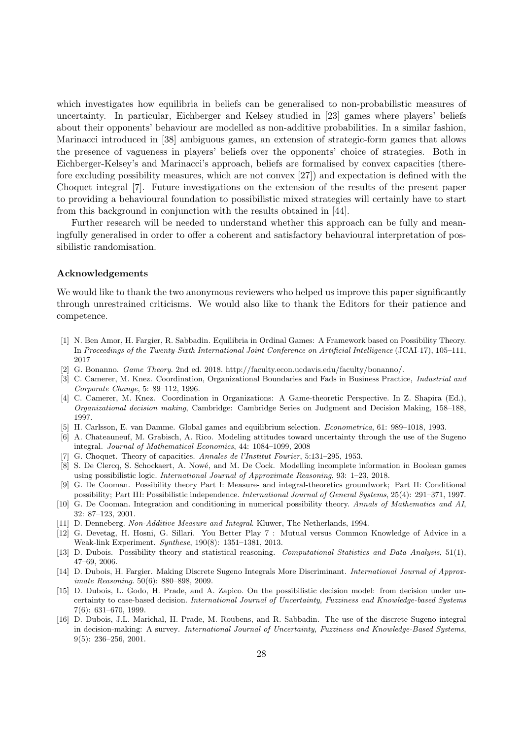which investigates how equilibria in beliefs can be generalised to non-probabilistic measures of uncertainty. In particular, Eichberger and Kelsey studied in [23] games where players' beliefs about their opponents' behaviour are modelled as non-additive probabilities. In a similar fashion, Marinacci introduced in [38] ambiguous games, an extension of strategic-form games that allows the presence of vagueness in players' beliefs over the opponents' choice of strategies. Both in Eichberger-Kelsey's and Marinacci's approach, beliefs are formalised by convex capacities (therefore excluding possibility measures, which are not convex [27]) and expectation is defined with the Choquet integral [7]. Future investigations on the extension of the results of the present paper to providing a behavioural foundation to possibilistic mixed strategies will certainly have to start from this background in conjunction with the results obtained in [44].

Further research will be needed to understand whether this approach can be fully and meaningfully generalised in order to offer a coherent and satisfactory behavioural interpretation of possibilistic randomisation.

### Acknowledgements

We would like to thank the two anonymous reviewers who helped us improve this paper significantly through unrestrained criticisms. We would also like to thank the Editors for their patience and competence.

[1] N. Ben Amor, H. Fargier, R. Sabbadin. Equilibria in Ordinal Games: A Framework based on Possibility Theory. In *Proceedings of the Twenty-Sixth International Joint Conference on Artificial Intelligence* (JCAI-17), 105–111, 2017

[2] G. Bonanno. *Game Theory*. 2nd ed. 2018. http://faculty.econ.ucdavis.edu/faculty/bonanno/.

[3] C. Camerer, M. Knez. Coordination, Organizational Boundaries and Fads in Business Practice, *Industrial and Corporate Change*, 5: 89–112, 1996.

[4] C. Camerer, M. Knez. Coordination in Organizations: A Game-theoretic Perspective. In Z. Shapira (Ed.), *Organizational decision making*, Cambridge: Cambridge Series on Judgment and Decision Making, 158–188, 1997.

[5] H. Carlsson, E. van Damme. Global games and equilibrium selection. *Econometrica*, 61: 989–1018, 1993.

[6] A. Chateauneuf, M. Grabisch, A. Rico. Modeling attitudes toward uncertainty through the use of the Sugeno integral. *Journal of Mathematical Economics*, 44: 1084–1099, 2008

[7] G. Choquet. Theory of capacities. *Annales de l'Institut Fourier*, 5:131–295, 1953.

[8] S. De Clercq, S. Schockaert, A. Nowé, and M. De Cock. Modelling incomplete information in Boolean games using possibilistic logic. *International Journal of Approximate Reasoning*, 93: 1–23, 2018.

[9] G. De Cooman. Possibility theory Part I: Measure- and integral-theoretics groundwork; Part II: Conditional possibility; Part III: Possibilistic independence. *International Journal of General Systems*, 25(4): 291–371, 1997.

[10] G. De Cooman. Integration and conditioning in numerical possibility theory. *Annals of Mathematics and AI*, 32: 87–123, 2001.

[11] D. Denneberg. *Non-Additive Measure and Integral*. Kluwer, The Netherlands, 1994.

[12] G. Devetag, H. Hosni, G. Sillari. You Better Play 7 : Mutual versus Common Knowledge of Advice in a Weak-link Experiment. *Synthese*, 190(8): 1351–1381, 2013.

[13] D. Dubois. Possibility theory and statistical reasoning. *Computational Statistics and Data Analysis*, 51(1), 47–69, 2006.

[14] D. Dubois, H. Fargier. Making Discrete Sugeno Integrals More Discriminant. *International Journal of Approximate Reasoning*. 50(6): 880–898, 2009.

[15] D. Dubois, L. Godo, H. Prade, and A. Zapico. On the possibilistic decision model: from decision under uncertainty to case-based decision. *International Journal of Uncertainty, Fuzziness and Knowledge-based Systems* 7(6): 631–670, 1999.

[16] D. Dubois, J.L. Marichal, H. Prade, M. Roubens, and R. Sabbadin. The use of the discrete Sugeno integral in decision-making: A survey. *International Journal of Uncertainty, Fuzziness and Knowledge-Based Systems*, 9(5): 236–256, 2001.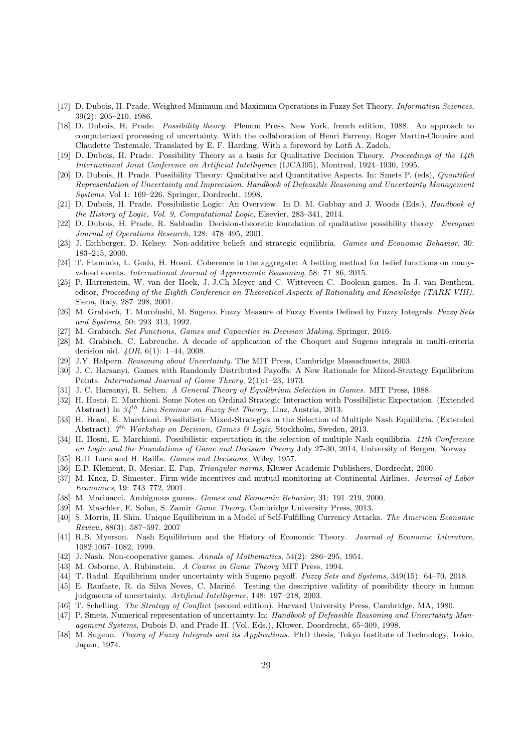[17] D. Dubois, H. Prade. Weighted Minimum and Maximum Operations in Fuzzy Set Theory. *Information Sciences*, 39(2): 205–210, 1986.

[18] D. Dubois, H. Prade. *Possibility theory*. Plenum Press, New York, french edition, 1988. An approach to computerized processing of uncertainty. With the collaboration of Henri Farreny, Roger Martin-Clouaire and Claudette Testemale, Translated by E. F. Harding, With a foreword by Lotfi A. Zadeh.

[19] D. Dubois, H. Prade. Possibility Theory as a basis for Qualitative Decision Theory. *Proceedings of the 14th International Joint Conference on Artificial Intelligence* (IJCAI95), Montreal, 1924–1930, 1995.

[20] D. Dubois, H. Prade. Possibility Theory: Qualitative and Quantitative Aspects. In: Smets P. (eds), *Quantified Representation of Uncertainty and Imprecision. Handbook of Defeasible Reasoning and Uncertainty Management Systems*, Vol 1: 169–226. Springer, Dordrecht, 1998.

[21] D. Dubois, H. Prade. Possibilistic Logic: An Overview. In D. M. Gabbay and J. Woods (Eds.), *Handbook of the History of Logic, Vol. 9, Computational Logic*, Elsevier, 283–341, 2014.

[22] D. Dubois, H. Prade, R. Sabbadin Decision-theoretic foundation of qualitative possibility theory. *European Journal of Operations Research*, 128: 478–495, 2001.

[23] J. Eichberger, D. Kelsey. Non-additive beliefs and strategic equilibria. *Games and Economic Behavior*, 30: 183–215, 2000.

[24] T. Flaminio, L. Godo, H. Hosni. Coherence in the aggregate: A betting method for belief functions on many-valued events. *International Journal of Approximate Reasoning*, 58: 71–86, 2015.

[25] P. Harrenstein, W. van der Hoek, J.-J.Ch Meyer and C. Witteveen C. Boolean games. In J. van Benthem, editor, *Proceeding of the Eighth Conference on Theoretical Aspects of Rationality and Knowledge (TARK VIII)*, Siena, Italy, 287–298, 2001.

[26] M. Grabisch, T. Murofushi, M. Sugeno. Fuzzy Measure of Fuzzy Events Defined by Fuzzy Integrals. *Fuzzy Sets and Systems*, 50: 293–313, 1992.

[27] M. Grabisch. *Set Functions, Games and Capacities in Decision Making*. Springer, 2016.

[28] M. Grabisch, C. Labreuche. A decade of application of the Choquet and Sugeno integrals in multi-criteria decision aid. *4OR*, 6(1): 1–44, 2008.

[29] J.Y. Halpern. *Reasoning about Uncertainty*. The MIT Press, Cambridge Massachusetts, 2003.

[30] J. C. Harsanyi. Games with Randomly Distributed Payoffs: A New Rationale for Mixed-Strategy Equilibrium Points. *International Journal of Game Theory*, 2(1):1–23, 1973.

[31] J. C. Harsanyi, R. Selten. *A General Theory of Equilibrium Selection in Games.* MIT Press, 1988.

[32] H. Hosni, E. Marchioni. Some Notes on Ordinal Strategic Interaction with Possibilistic Expectation. (Extended Abstract) In *$34^{th}$ Linz Seminar on Fuzzy Set Theory.* Linz, Austria, 2013.

[33] H. Hosni, E. Marchioni. Possibilistic Mixed-Strategies in the Selection of Multiple Nash Equilibria. (Extended Abstract). *$7^{th}$ Workshop on Decision, Games & Logic*, Stockholm, Sweden, 2013.

[34] H. Hosni, E. Marchioni. Possibilistic expectation in the selection of multiple Nash equilibria. *11th Conference on Logic and the Foundations of Game and Decision Theory* July 27-30, 2014, University of Bergen, Norway

[35] R.D. Luce and H. Raiffa. *Games and Decisions*. Wiley, 1957.

[36] E.P. Klement, R. Mesiar, E. Pap. *Triangular norms*, Kluwer Academic Publishers, Dordrecht, 2000.

[37] M. Knez, D. Simester. Firm-wide incentives and mutual monitoring at Continental Airlines. *Journal of Labor Economics*, 19: 743–772, 2001.

[38] M. Marinacci. Ambiguous games. *Games and Economic Behavior*, 31: 191–219, 2000.

[39] M. Maschler, E. Solan, S. Zamir *Game Theory*. Cambridge University Press, 2013.

[40] S. Morris, H. Shin. Unique Equilibrium in a Model of Self-Fulfilling Currency Attacks. *The American Economic Review*, 88(3): 587–597. 2007

[41] R.B. Myerson. Nash Equilibrium and the History of Economic Theory. *Journal of Economic Literature*, 1082:1067–1082, 1999.

[42] J. Nash. Non-cooperative games. *Annals of Mathematics*, 54(2): 286–295, 1951.

[43] M. Osborne, A. Rubinstein. *A Course in Game Theory* MIT Press, 1994.

[44] T. Radul. Equilibrium under uncertainty with Sugeno payoff. *Fuzzy Sets and Systems*, 349(15): 64–70, 2018.

[45] E. Raufaste, R. da Silva Neves, C. Mariné. Testing the descriptive validity of possibility theory in human judgments of uncertainty. *Artificial Intelligence*, 148: 197–218, 2003.

[46] T. Schelling. *The Strategy of Conflict* (second edition). Harvard University Press, Cambridge, MA, 1980.

[47] P. Smets. Numerical representation of uncertainty. In: *Handbook of Defeasible Reasoning and Uncertainty Management Systems*, Dubois D. and Prade H. (Vol. Eds.), Kluwer, Doordrecht, 65–309, 1998.

[48] M. Sugeno. *Theory of Fuzzy Integrals and its Applications*. PhD thesis, Tokyo Institute of Technology, Tokio, Japan, 1974.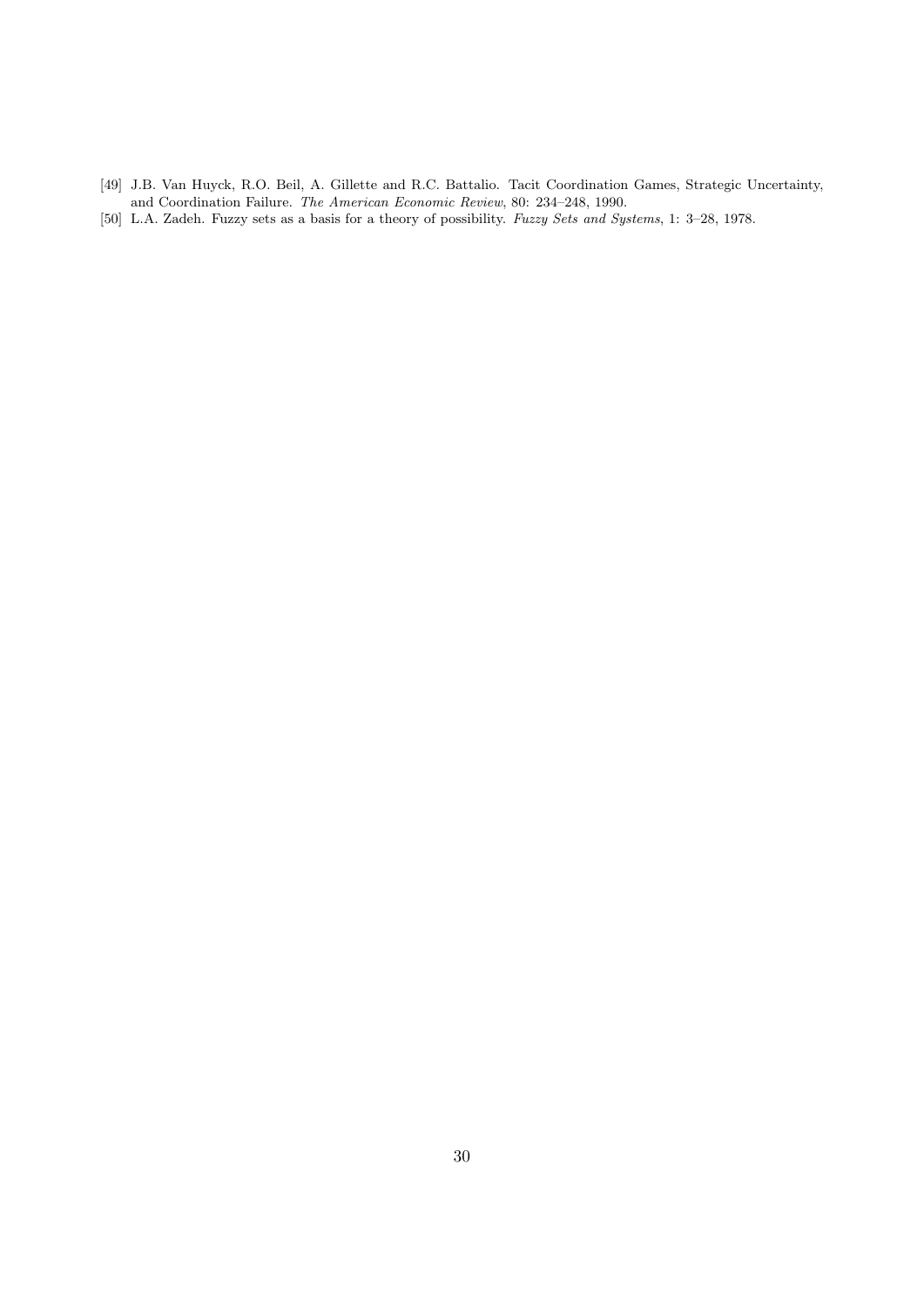[49] J.B. Van Huyck, R.O. Beil, A. Gillette and R.C. Battalio. Tacit Coordination Games, Strategic Uncertainty, and Coordination Failure. *The American Economic Review*, 80: 234–248, 1990.

[50] L.A. Zadeh. Fuzzy sets as a basis for a theory of possibility. *Fuzzy Sets and Systems*, 1: 3–28, 1978.